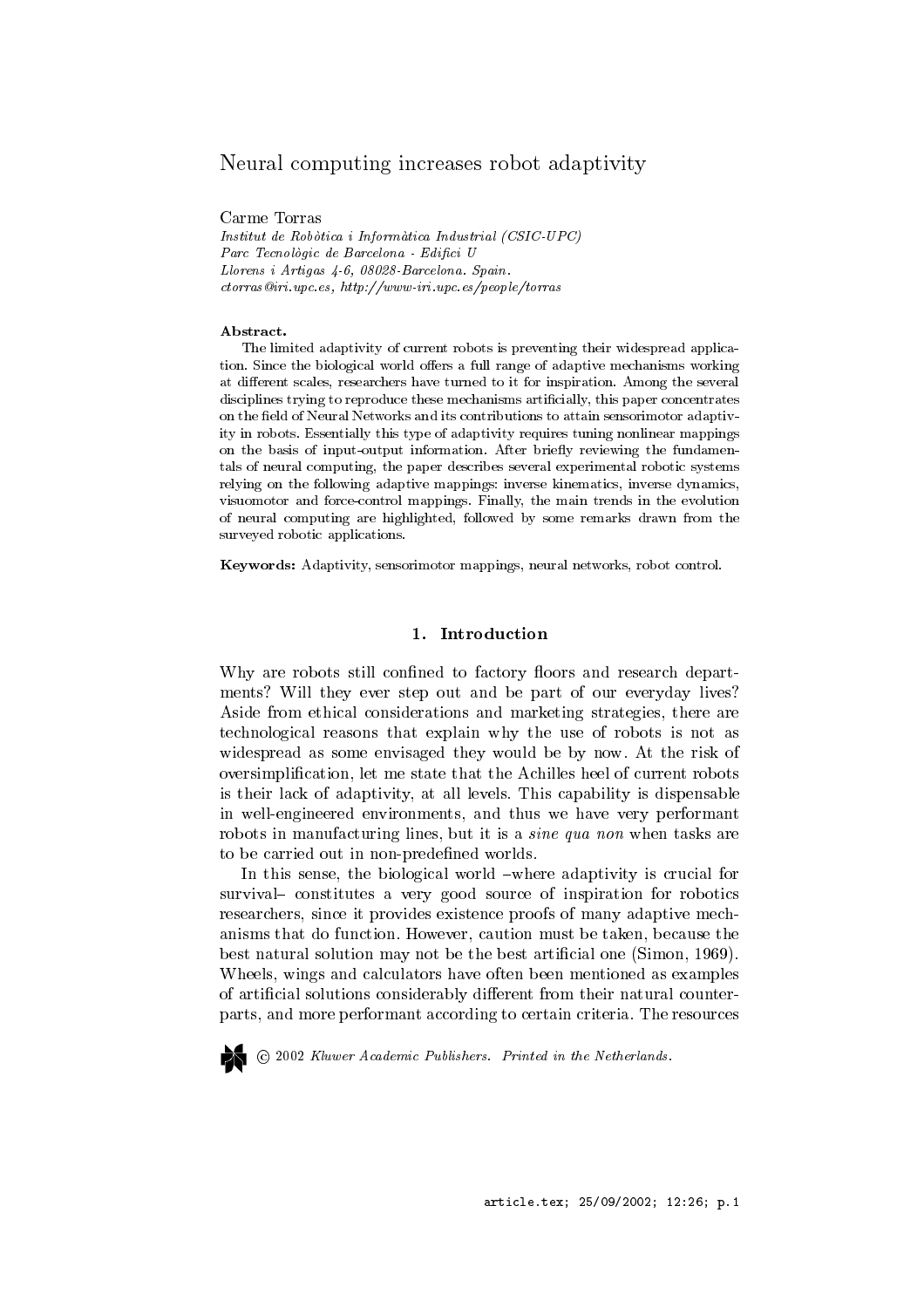# Neural computing increases robot adaptivity

Carme Torras

*Institut de Robòtica i Informàtica Industrial (CSIC-UPC)*
*Parc Tecnològic de Barcelona - Edifici U*
*Llorens i Artigas 4-6, 08028-Barcelona. Spain.*
*ctorras@iri.upc.es, http://www-iri.upc.es/people/torras*

**Abstract.**

The limited adaptivity of current robots is preventing their widespread application. Since the biological world offers a full range of adaptive mechanisms working at different scales, researchers have turned to it for inspiration. Among the several disciplines trying to reproduce these mechanisms artificially, this paper concentrates on the field of Neural Networks and its contributions to attain sensorimotor adaptivity in robots. Essentially this type of adaptivity requires tuning nonlinear mappings on the basis of input-output information. After briefly reviewing the fundamentals of neural computing, the paper describes several experimental robotic systems relying on the following adaptive mappings: inverse kinematics, inverse dynamics, visuomotor and force-control mappings. Finally, the main trends in the evolution of neural computing are highlighted, followed by some remarks drawn from the surveyed robotic applications.

**Keywords:** Adaptivity, sensorimotor mappings, neural networks, robot control.

## 1. Introduction

Why are robots still confined to factory floors and research departments? Will they ever step out and be part of our everyday lives? Aside from ethical considerations and marketing strategies, there are technological reasons that explain why the use of robots is not as widespread as some envisaged they would be by now. At the risk of oversimplification, let me state that the Achilles heel of current robots is their lack of adaptivity, at all levels. This capability is dispensable in well-engineered environments, and thus we have very performant robots in manufacturing lines, but it is a *sine qua non* when tasks are to be carried out in non-predefined worlds.

In this sense, the biological world –where adaptivity is crucial for survival– constitutes a very good source of inspiration for robotics researchers, since it provides existence proofs of many adaptive mechanisms that do function. However, caution must be taken, because the best natural solution may not be the best artificial one (Simon, 1969). Wheels, wings and calculators have often been mentioned as examples of artificial solutions considerably different from their natural counterparts, and more performant according to certain criteria. The resources

© 2002 *Kluwer Academic Publishers. Printed in the Netherlands.*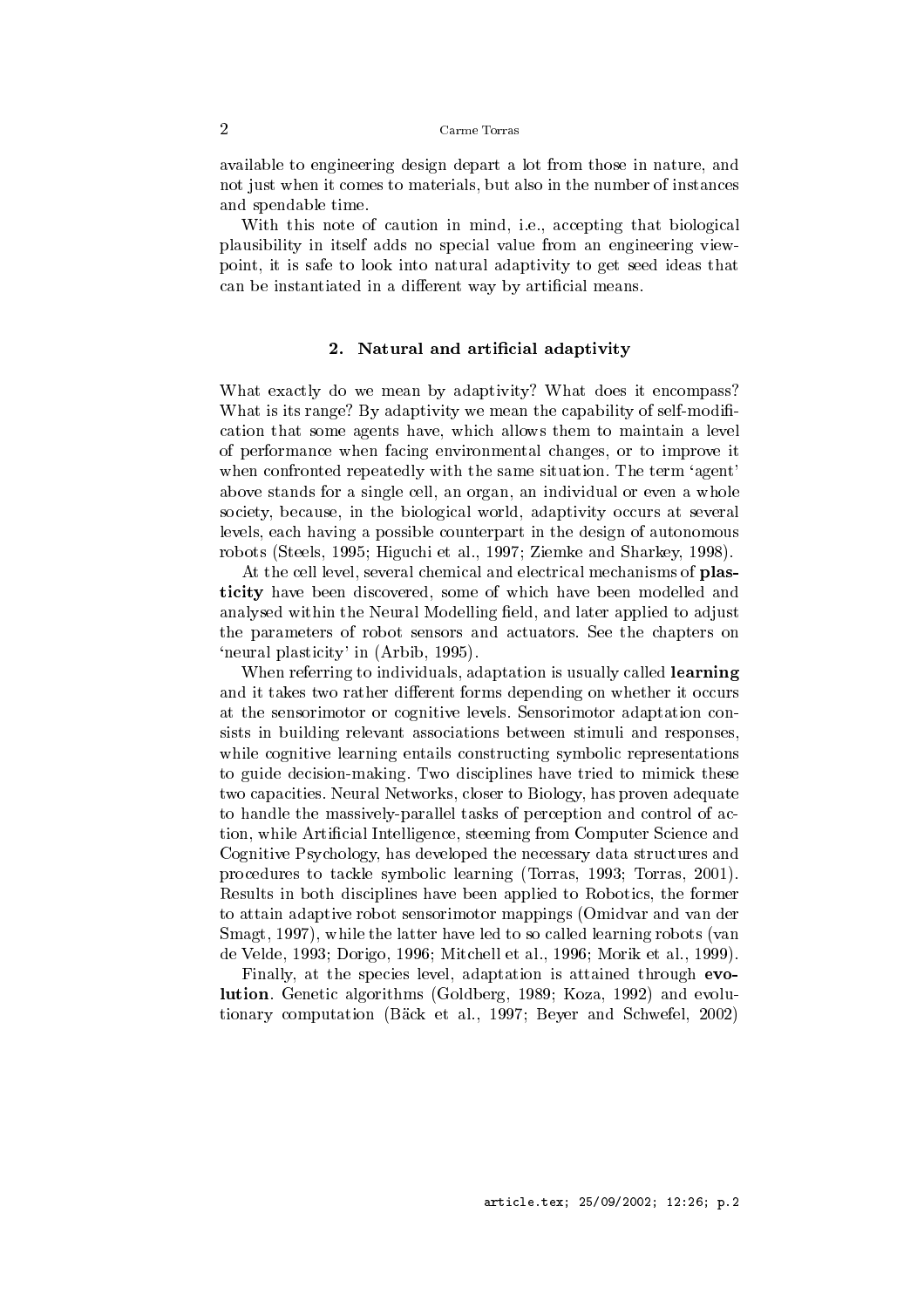available to engineering design depart a lot from those in nature, and not just when it comes to materials, but also in the number of instances and spendable time.

With this note of caution in mind, i.e., accepting that biological plausibility in itself adds no special value from an engineering viewpoint, it is safe to look into natural adaptivity to get seed ideas that can be instantiated in a different way by artificial means.

## 2. Natural and artificial adaptivity

What exactly do we mean by adaptivity? What does it encompass? What is its range? By adaptivity we mean the capability of self-modification that some agents have, which allows them to maintain a level of performance when facing environmental changes, or to improve it when confronted repeatedly with the same situation. The term 'agent' above stands for a single cell, an organ, an individual or even a whole society, because, in the biological world, adaptivity occurs at several levels, each having a possible counterpart in the design of autonomous robots (Steels, 1995; Higuchi et al., 1997; Ziemke and Sharkey, 1998).

At the cell level, several chemical and electrical mechanisms of **plasticity** have been discovered, some of which have been modelled and analysed within the Neural Modelling field, and later applied to adjust the parameters of robot sensors and actuators. See the chapters on 'neural plasticity' in (Arbib, 1995).

When referring to individuals, adaptation is usually called **learning** and it takes two rather different forms depending on whether it occurs at the sensorimotor or cognitive levels. Sensorimotor adaptation consists in building relevant associations between stimuli and responses, while cognitive learning entails constructing symbolic representations to guide decision-making. Two disciplines have tried to mimick these two capacities. Neural Networks, closer to Biology, has proven adequate to handle the massively-parallel tasks of perception and control of action, while Artificial Intelligence, steeming from Computer Science and Cognitive Psychology, has developed the necessary data structures and procedures to tackle symbolic learning (Torras, 1993; Torras, 2001). Results in both disciplines have been applied to Robotics, the former to attain adaptive robot sensorimotor mappings (Omidvar and van der Smagt, 1997), while the latter have led to so called learning robots (van de Velde, 1993; Dorigo, 1996; Mitchell et al., 1996; Morik et al., 1999).

Finally, at the species level, adaptation is attained through **evolution**. Genetic algorithms (Goldberg, 1989; Koza, 1992) and evolutionary computation (Bäck et al., 1997; Beyer and Schwefel, 2002)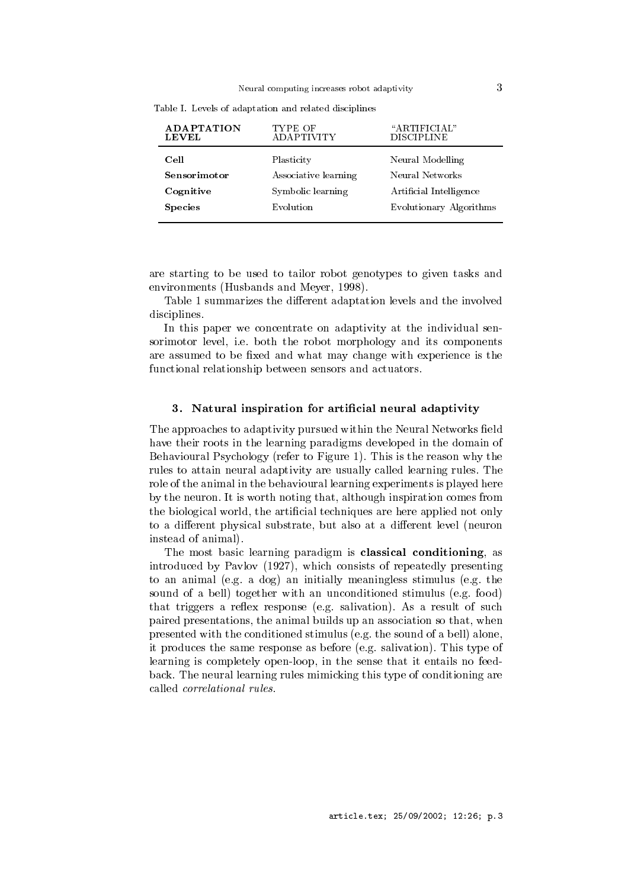Table I. Levels of adaptation and related disciplines

| ADAPTATION LEVEL | TYPE OF ADAPTIVITY | "ARTIFICIAL" DISCIPLINE |
|---|---|---|
| **Cell** | Plasticity | Neural Modelling |
| **Sensorimotor** | Associative learning | Neural Networks |
| **Cognitive** | Symbolic learning | Artificial Intelligence |
| **Species** | Evolution | Evolutionary Algorithms |

are starting to be used to tailor robot genotypes to given tasks and environments (Husbands and Meyer, 1998).

Table 1 summarizes the different adaptation levels and the involved disciplines.

In this paper we concentrate on adaptivity at the individual sensorimotor level, i.e. both the robot morphology and its components are assumed to be fixed and what may change with experience is the functional relationship between sensors and actuators.

## 3. Natural inspiration for artificial neural adaptivity

The approaches to adaptivity pursued within the Neural Networks field have their roots in the learning paradigms developed in the domain of Behavioural Psychology (refer to Figure 1). This is the reason why the rules to attain neural adaptivity are usually called learning rules. The role of the animal in the behavioural learning experiments is played here by the neuron. It is worth noting that, although inspiration comes from the biological world, the artificial techniques are here applied not only to a different physical substrate, but also at a different level (neuron instead of animal).

The most basic learning paradigm is **classical conditioning**, as introduced by Pavlov (1927), which consists of repeatedly presenting to an animal (e.g. a dog) an initially meaningless stimulus (e.g. the sound of a bell) together with an unconditioned stimulus (e.g. food) that triggers a reflex response (e.g. salivation). As a result of such paired presentations, the animal builds up an association so that, when presented with the conditioned stimulus (e.g. the sound of a bell) alone, it produces the same response as before (e.g. salivation). This type of learning is completely open-loop, in the sense that it entails no feedback. The neural learning rules mimicking this type of conditioning are called *correlational rules*.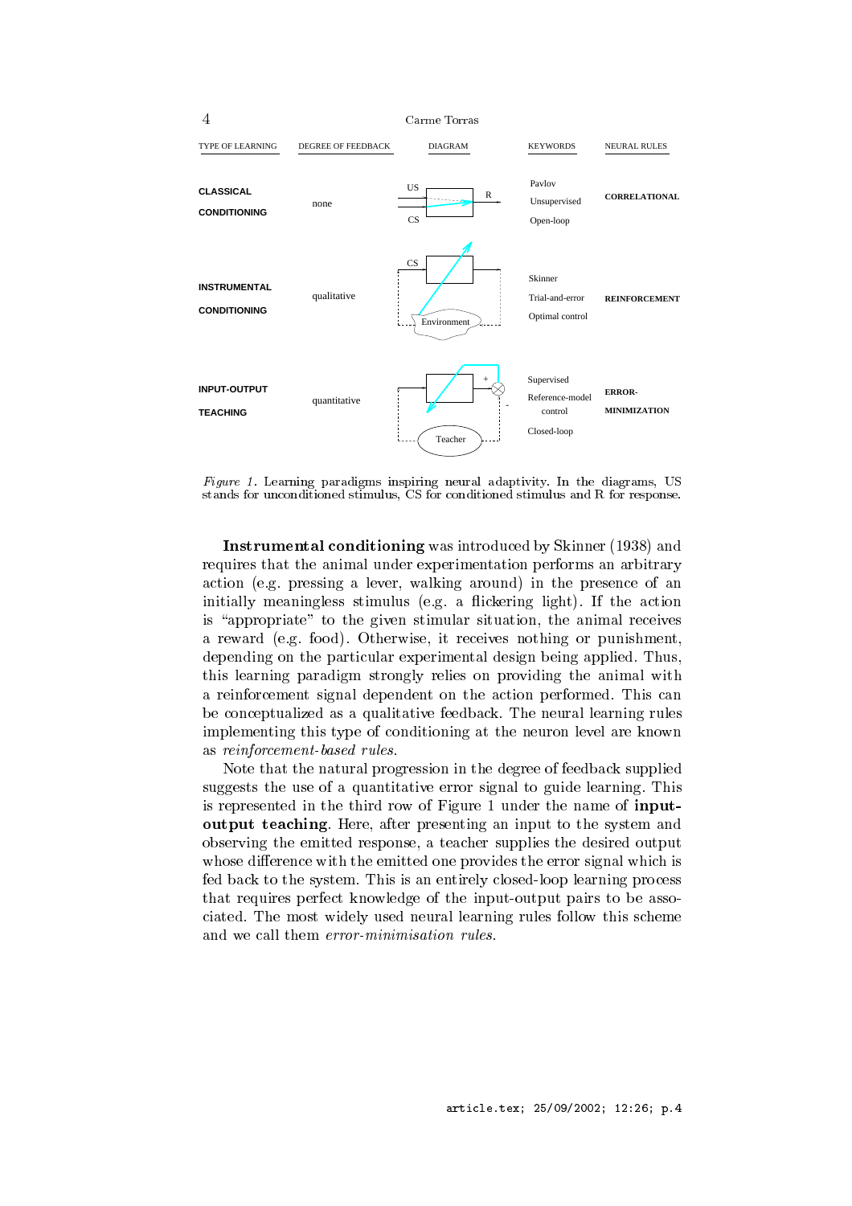| TYPE OF LEARNING | DEGREE OF FEEDBACK | DIAGRAM | KEYWORDS | NEURAL RULES |
|---|---|---|---|---|
| **CLASSICAL CONDITIONING** | none | US, CS, R | Pavlov<br>Unsupervised<br>Open-loop | **CORRELATIONAL** |
| **INSTRUMENTAL CONDITIONING** | qualitative | CS, Environment | Skinner<br>Trial-and-error<br>Optimal control | **REINFORCEMENT** |
| **INPUT-OUTPUT TEACHING** | quantitative | +, -, Teacher | Supervised<br>Reference-model control<br>Closed-loop | **ERROR-MINIMIZATION** |

*Figure 1.* Learning paradigms inspiring neural adaptivity. In the diagrams, US stands for unconditioned stimulus, CS for conditioned stimulus and R for response.

**Instrumental conditioning** was introduced by Skinner (1938) and requires that the animal under experimentation performs an arbitrary action (e.g. pressing a lever, walking around) in the presence of an initially meaningless stimulus (e.g. a flickering light). If the action is "appropriate" to the given stimular situation, the animal receives a reward (e.g. food). Otherwise, it receives nothing or punishment, depending on the particular experimental design being applied. Thus, this learning paradigm strongly relies on providing the animal with a reinforcement signal dependent on the action performed. This can be conceptualized as a qualitative feedback. The neural learning rules implementing this type of conditioning at the neuron level are known as *reinforcement-based rules*.

Note that the natural progression in the degree of feedback supplied suggests the use of a quantitative error signal to guide learning. This is represented in the third row of Figure 1 under the name of **input-output teaching**. Here, after presenting an input to the system and observing the emitted response, a teacher supplies the desired output whose difference with the emitted one provides the error signal which is fed back to the system. This is an entirely closed-loop learning process that requires perfect knowledge of the input-output pairs to be associated. The most widely used neural learning rules follow this scheme and we call them *error-minimisation rules*.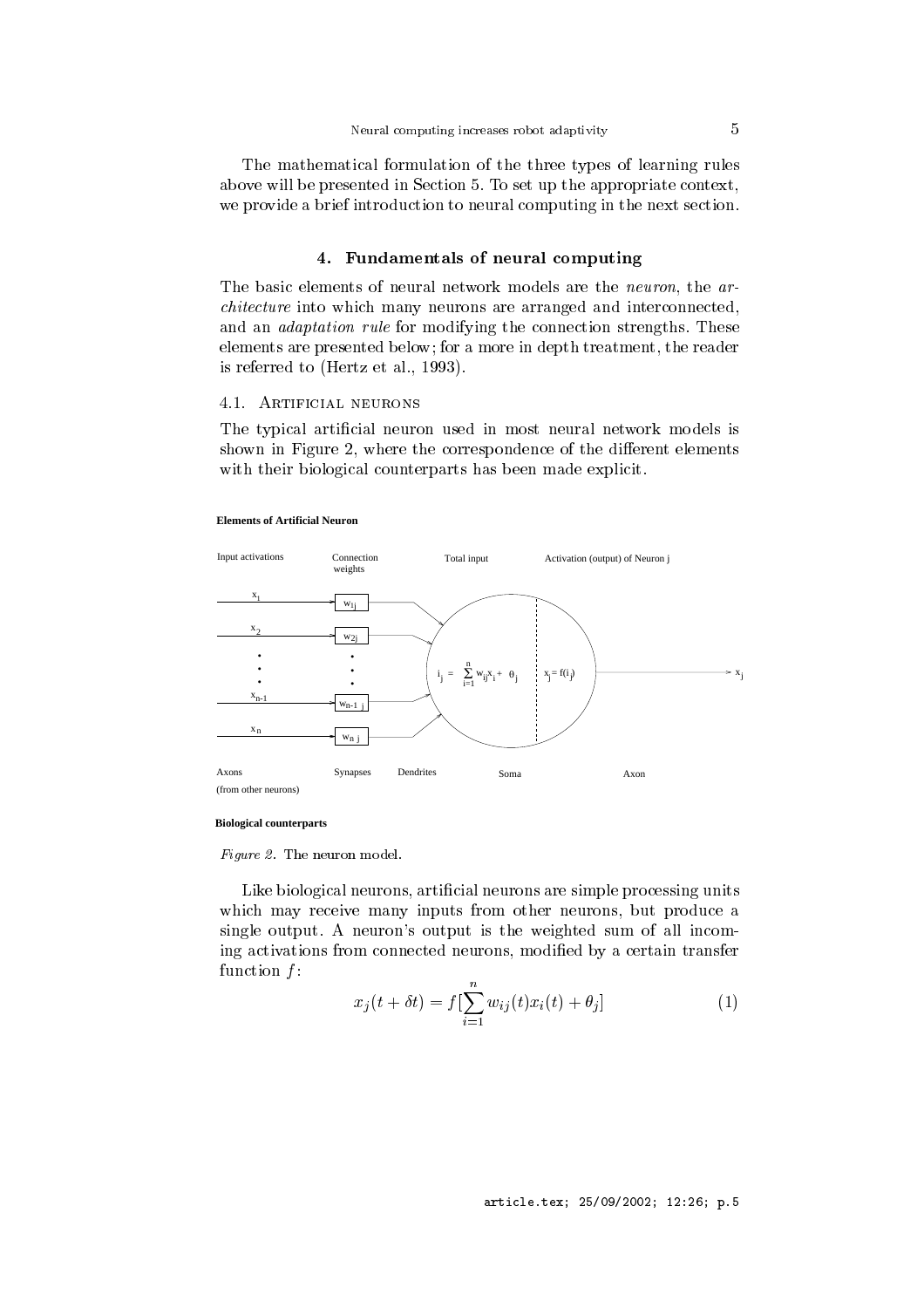The mathematical formulation of the three types of learning rules above will be presented in Section 5. To set up the appropriate context, we provide a brief introduction to neural computing in the next section.

## 4. Fundamentals of neural computing

The basic elements of neural network models are the *neuron*, the *architecture* into which many neurons are arranged and interconnected, and an *adaptation rule* for modifying the connection strengths. These elements are presented below; for a more in depth treatment, the reader is referred to (Hertz et al., 1993).

### 4.1. Artificial neurons

The typical artificial neuron used in most neural network models is shown in Figure 2, where the correspondence of the different elements with their biological counterparts has been made explicit.

*Figure 2.* The neuron model.

Like biological neurons, artificial neurons are simple processing units which may receive many inputs from other neurons, but produce a single output. A neuron's output is the weighted sum of all incoming activations from connected neurons, modified by a certain transfer function $f$:

$$x_j(t + \delta t) = f[\sum_{i=1}^{n} w_{ij}(t)x_i(t) + \theta_j] \tag{1}$$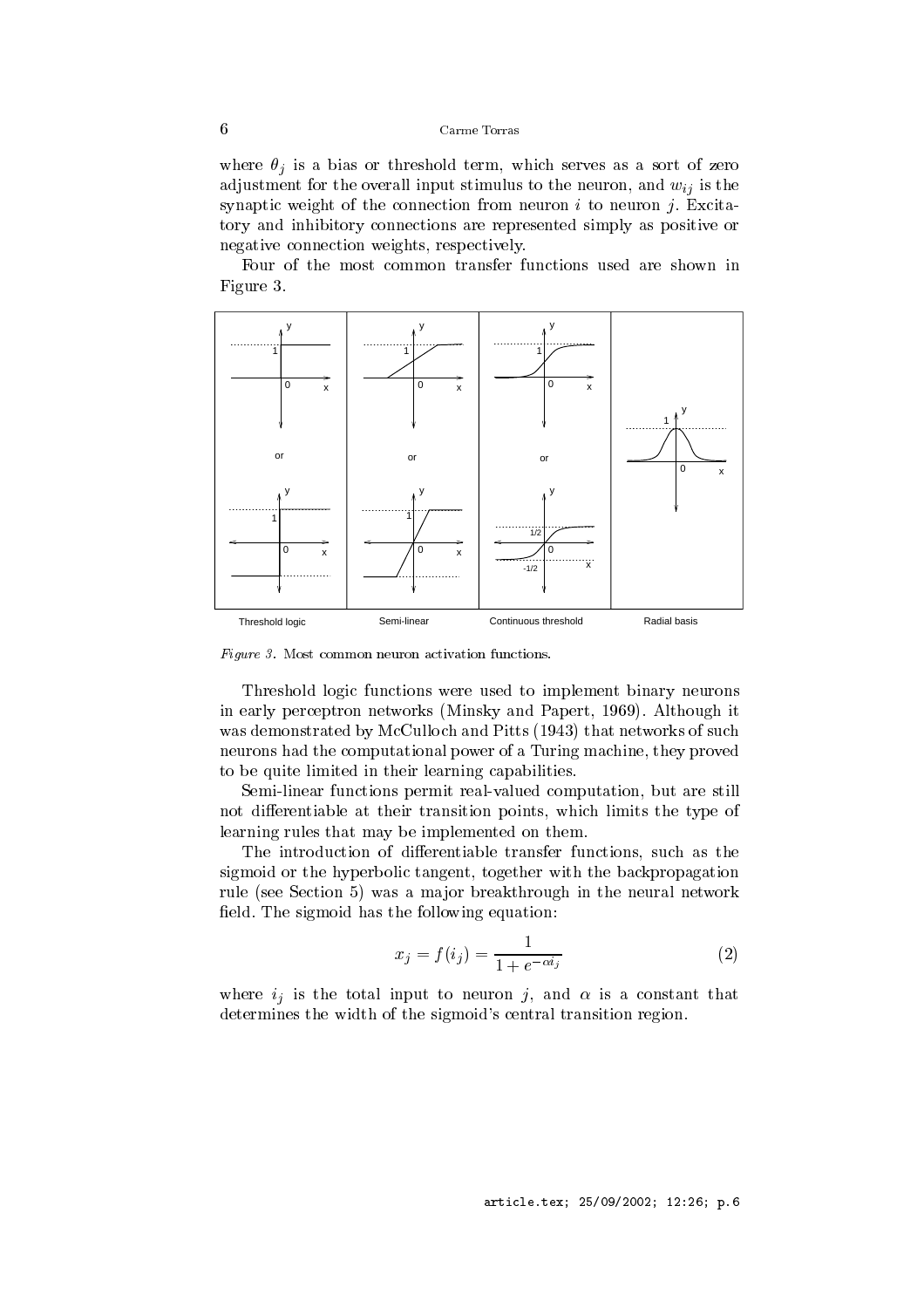where $\theta_j$ is a bias or threshold term, which serves as a sort of zero adjustment for the overall input stimulus to the neuron, and $w_{ij}$ is the synaptic weight of the connection from neuron $i$ to neuron $j$. Excitatory and inhibitory connections are represented simply as positive or negative connection weights, respectively.

Four of the most common transfer functions used are shown in Figure 3.

Threshold logic — Semi-linear — Continuous threshold — Radial basis

*Figure 3.* Most common neuron activation functions.

Threshold logic functions were used to implement binary neurons in early perceptron networks (Minsky and Papert, 1969). Although it was demonstrated by McCulloch and Pitts (1943) that networks of such neurons had the computational power of a Turing machine, they proved to be quite limited in their learning capabilities.

Semi-linear functions permit real-valued computation, but are still not differentiable at their transition points, which limits the type of learning rules that may be implemented on them.

The introduction of differentiable transfer functions, such as the sigmoid or the hyperbolic tangent, together with the backpropagation rule (see Section 5) was a major breakthrough in the neural network field. The sigmoid has the following equation:

$$x_j = f(i_j) = \frac{1}{1 + e^{-\alpha i_j}} \tag{2}$$

where $i_j$ is the total input to neuron $j$, and $\alpha$ is a constant that determines the width of the sigmoid's central transition region.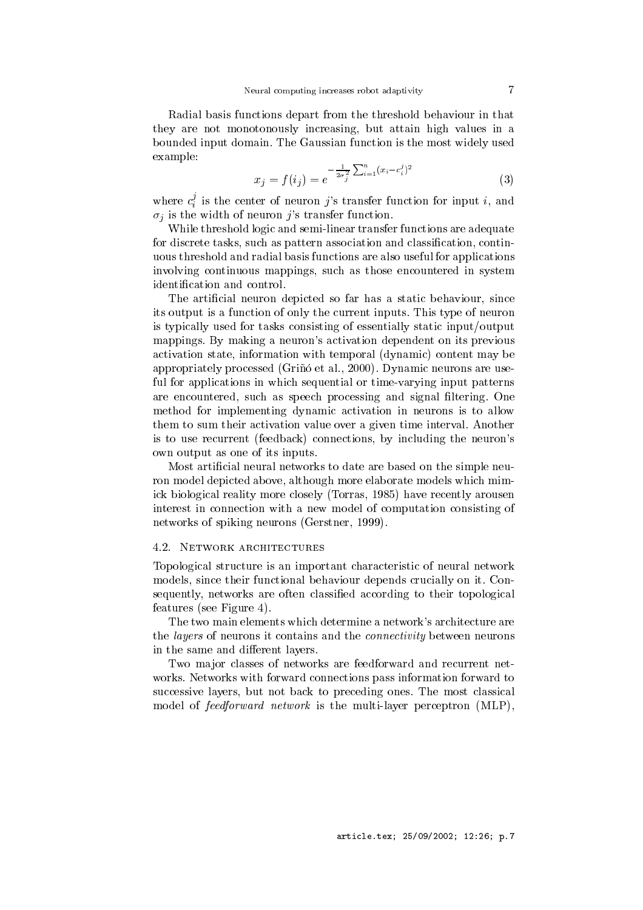Radial basis functions depart from the threshold behaviour in that they are not monotonously increasing, but attain high values in a bounded input domain. The Gaussian function is the most widely used example:

$$x_j = f(i_j) = e^{-\frac{1}{2\sigma_j^2}\sum_{i=1}^{n}(x_i - c_i^j)^2} \tag{3}$$

where $c_i^j$ is the center of neuron $j$'s transfer function for input $i$, and $\sigma_j$ is the width of neuron $j$'s transfer function.

While threshold logic and semi-linear transfer functions are adequate for discrete tasks, such as pattern association and classification, continuous threshold and radial basis functions are also useful for applications involving continuous mappings, such as those encountered in system identification and control.

The artificial neuron depicted so far has a static behaviour, since its output is a function of only the current inputs. This type of neuron is typically used for tasks consisting of essentially static input/output mappings. By making a neuron's activation dependent on its previous activation state, information with temporal (dynamic) content may be appropriately processed (Griñó et al., 2000). Dynamic neurons are useful for applications in which sequential or time-varying input patterns are encountered, such as speech processing and signal filtering. One method for implementing dynamic activation in neurons is to allow them to sum their activation value over a given time interval. Another is to use recurrent (feedback) connections, by including the neuron's own output as one of its inputs.

Most artificial neural networks to date are based on the simple neuron model depicted above, although more elaborate models which mimick biological reality more closely (Torras, 1985) have recently arousen interest in connection with a new model of computation consisting of networks of spiking neurons (Gerstner, 1999).

### 4.2. Network architectures

Topological structure is an important characteristic of neural network models, since their functional behaviour depends crucially on it. Consequently, networks are often classified according to their topological features (see Figure 4).

The two main elements which determine a network's architecture are the *layers* of neurons it contains and the *connectivity* between neurons in the same and different layers.

Two major classes of networks are feedforward and recurrent networks. Networks with forward connections pass information forward to successive layers, but not back to preceding ones. The most classical model of *feedforward network* is the multi-layer perceptron (MLP),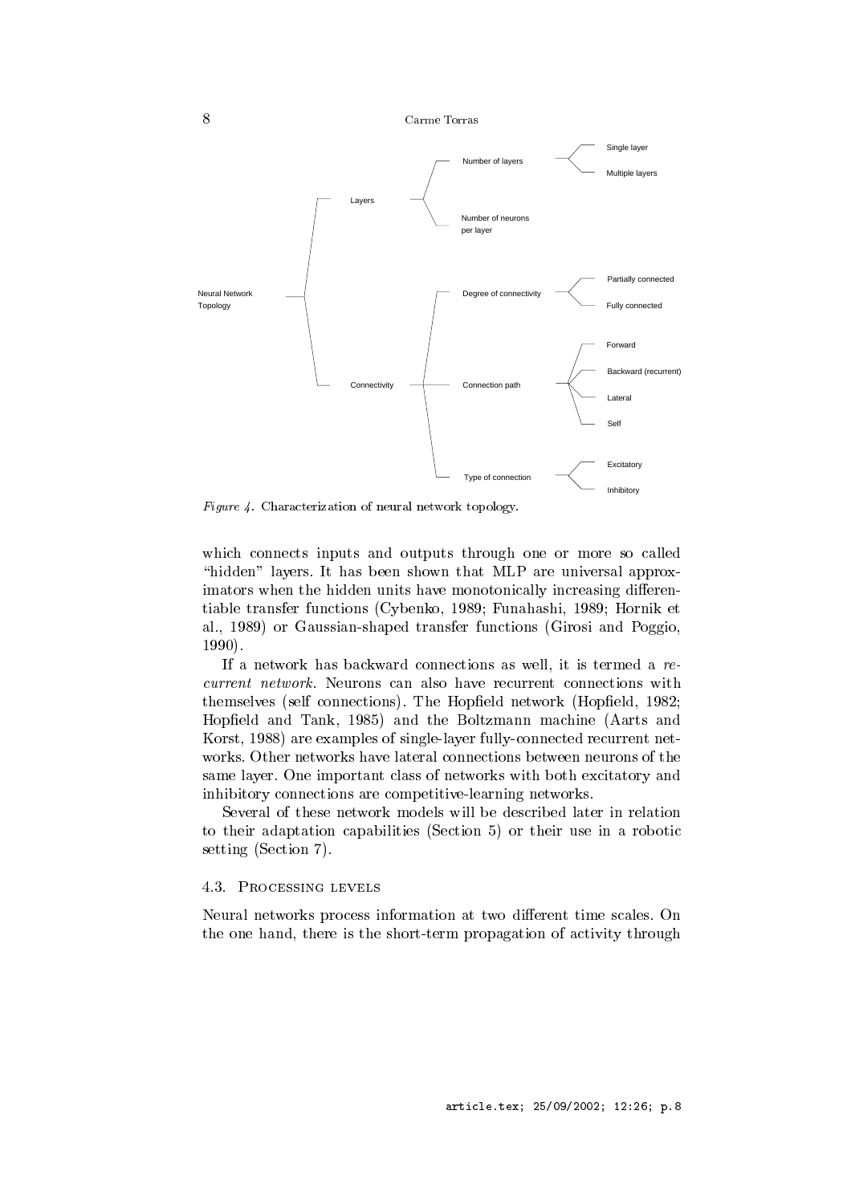- Neural Network Topology
  - Layers
    - Number of layers
      - Single layer
      - Multiple layers
    - Number of neurons per layer
  - Connectivity
    - Degree of connectivity
      - Partially connected
      - Fully connected
    - Connection path
      - Forward
      - Backward (recurrent)
      - Lateral
      - Self
    - Type of connection
      - Excitatory
      - Inhibitory

*Figure 4.* Characterization of neural network topology.

which connects inputs and outputs through one or more so called "hidden" layers. It has been shown that MLP are universal approximators when the hidden units have monotonically increasing differentiable transfer functions (Cybenko, 1989; Funahashi, 1989; Hornik et al., 1989) or Gaussian-shaped transfer functions (Girosi and Poggio, 1990).

If a network has backward connections as well, it is termed a *recurrent network*. Neurons can also have recurrent connections with themselves (self connections). The Hopfield network (Hopfield, 1982; Hopfield and Tank, 1985) and the Boltzmann machine (Aarts and Korst, 1988) are examples of single-layer fully-connected recurrent networks. Other networks have lateral connections between neurons of the same layer. One important class of networks with both excitatory and inhibitory connections are competitive-learning networks.

Several of these network models will be described later in relation to their adaptation capabilities (Section 5) or their use in a robotic setting (Section 7).

### 4.3. Processing levels

Neural networks process information at two different time scales. On the one hand, there is the short-term propagation of activity through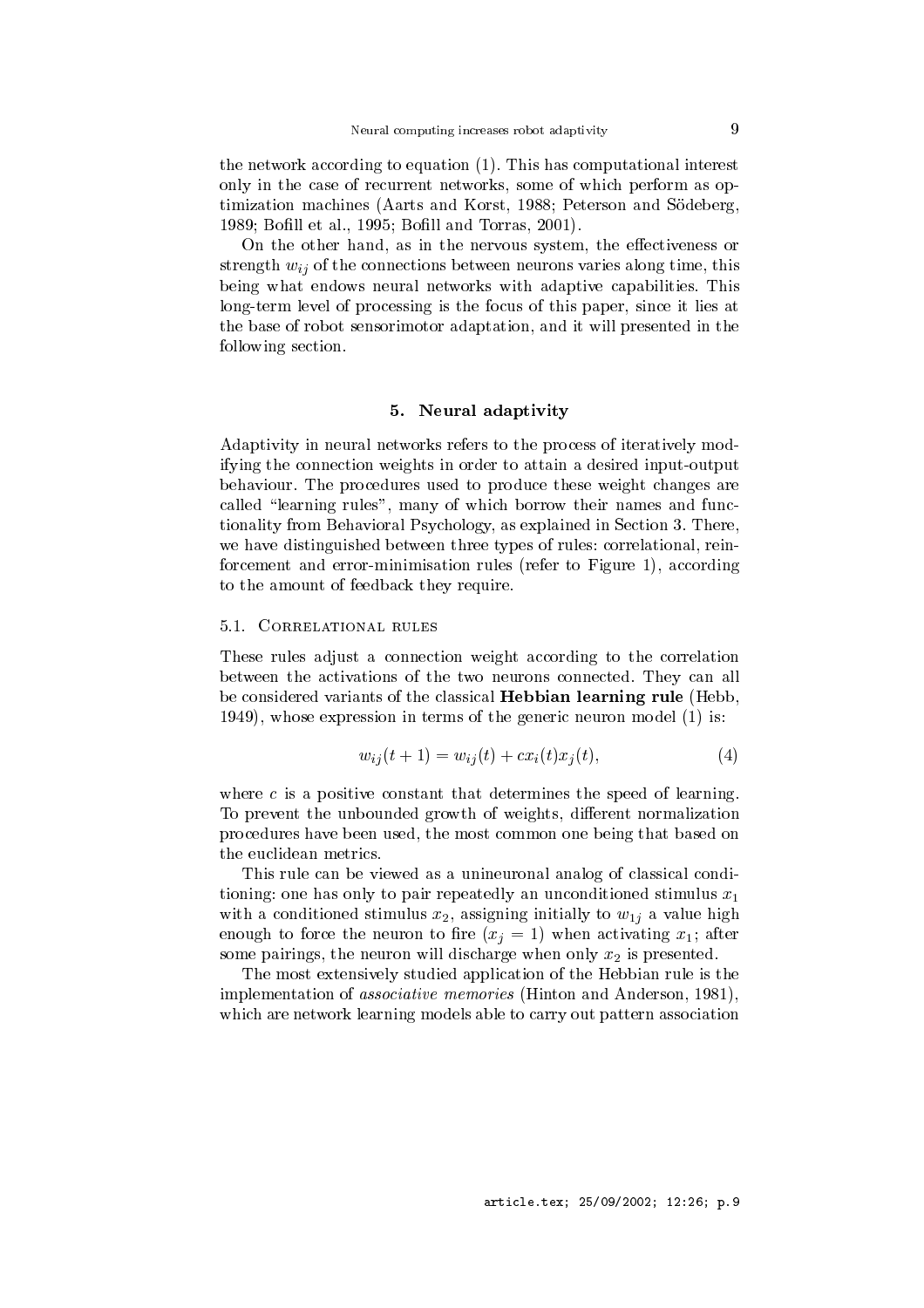the network according to equation (1). This has computational interest only in the case of recurrent networks, some of which perform as optimization machines (Aarts and Korst, 1988; Peterson and Södeberg, 1989; Bofill et al., 1995; Bofill and Torras, 2001).

On the other hand, as in the nervous system, the effectiveness or strength $w_{ij}$ of the connections between neurons varies along time, this being what endows neural networks with adaptive capabilities. This long-term level of processing is the focus of this paper, since it lies at the base of robot sensorimotor adaptation, and it will presented in the following section.

## 5. Neural adaptivity

Adaptivity in neural networks refers to the process of iteratively modifying the connection weights in order to attain a desired input-output behaviour. The procedures used to produce these weight changes are called "learning rules", many of which borrow their names and functionality from Behavioral Psychology, as explained in Section 3. There, we have distinguished between three types of rules: correlational, reinforcement and error-minimisation rules (refer to Figure 1), according to the amount of feedback they require.

### 5.1. Correlational rules

These rules adjust a connection weight according to the correlation between the activations of the two neurons connected. They can all be considered variants of the classical **Hebbian learning rule** (Hebb, 1949), whose expression in terms of the generic neuron model (1) is:

$$w_{ij}(t+1) = w_{ij}(t) + c x_i(t) x_j(t), \tag{4}$$

where $c$ is a positive constant that determines the speed of learning. To prevent the unbounded growth of weights, different normalization procedures have been used, the most common one being that based on the euclidean metrics.

This rule can be viewed as a unineuronal analog of classical conditioning: one has only to pair repeatedly an unconditioned stimulus $x_1$ with a conditioned stimulus $x_2$, assigning initially to $w_{1j}$ a value high enough to force the neuron to fire ($x_j = 1$) when activating $x_1$; after some pairings, the neuron will discharge when only $x_2$ is presented.

The most extensively studied application of the Hebbian rule is the implementation of *associative memories* (Hinton and Anderson, 1981), which are network learning models able to carry out pattern association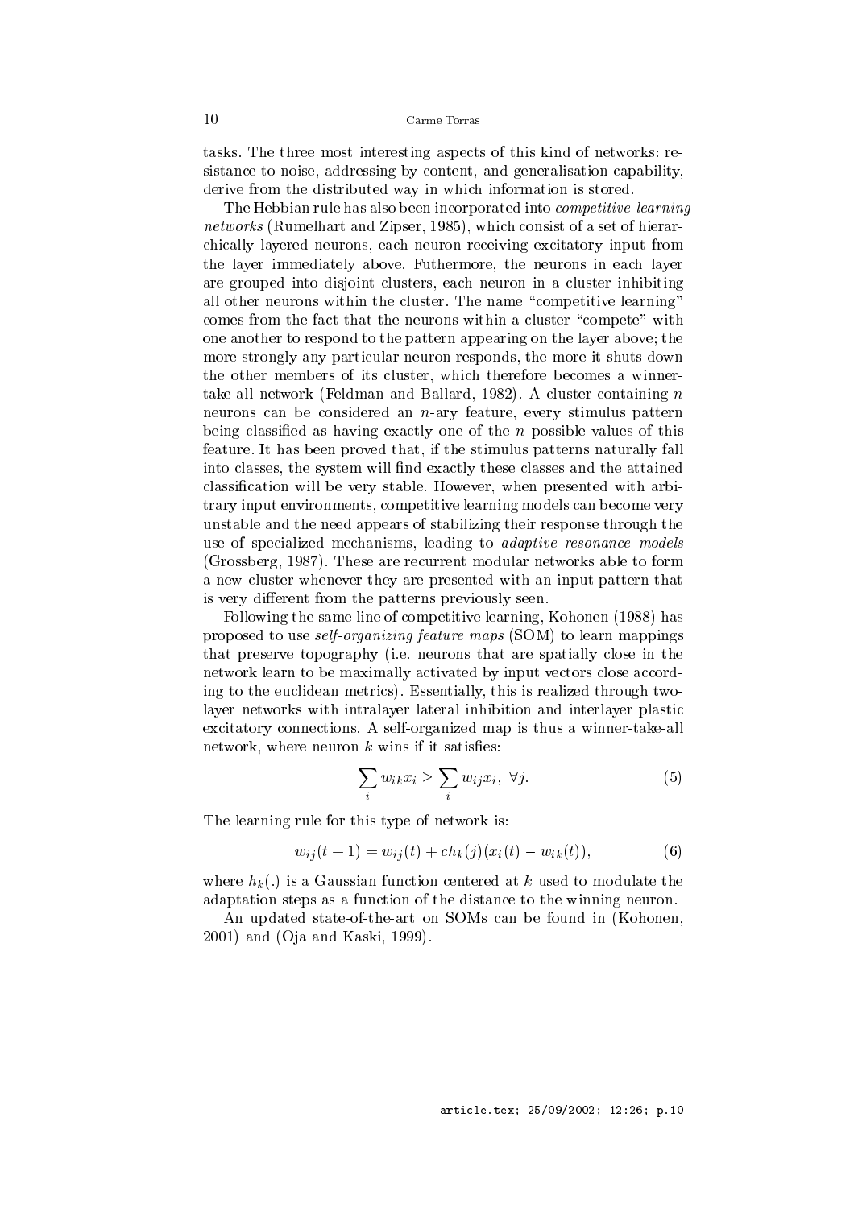tasks. The three most interesting aspects of this kind of networks: resistance to noise, addressing by content, and generalisation capability, derive from the distributed way in which information is stored.

The Hebbian rule has also been incorporated into *competitive-learning networks* (Rumelhart and Zipser, 1985), which consist of a set of hierarchically layered neurons, each neuron receiving excitatory input from the layer immediately above. Futhermore, the neurons in each layer are grouped into disjoint clusters, each neuron in a cluster inhibiting all other neurons within the cluster. The name "competitive learning" comes from the fact that the neurons within a cluster "compete" with one another to respond to the pattern appearing on the layer above; the more strongly any particular neuron responds, the more it shuts down the other members of its cluster, which therefore becomes a winner-take-all network (Feldman and Ballard, 1982). A cluster containing $n$ neurons can be considered an $n$-ary feature, every stimulus pattern being classified as having exactly one of the $n$ possible values of this feature. It has been proved that, if the stimulus patterns naturally fall into classes, the system will find exactly these classes and the attained classification will be very stable. However, when presented with arbitrary input environments, competitive learning models can become very unstable and the need appears of stabilizing their response through the use of specialized mechanisms, leading to *adaptive resonance models* (Grossberg, 1987). These are recurrent modular networks able to form a new cluster whenever they are presented with an input pattern that is very different from the patterns previously seen.

Following the same line of competitive learning, Kohonen (1988) has proposed to use *self-organizing feature maps* (SOM) to learn mappings that preserve topography (i.e. neurons that are spatially close in the network learn to be maximally activated by input vectors close according to the euclidean metrics). Essentially, this is realized through two-layer networks with intralayer lateral inhibition and interlayer plastic excitatory connections. A self-organized map is thus a winner-take-all network, where neuron $k$ wins if it satisfies:

$$\sum_i w_{ik} x_i \geq \sum_i w_{ij} x_i, \ \forall j. \tag{5}$$

The learning rule for this type of network is:

$$w_{ij}(t+1) = w_{ij}(t) + c h_k(j)(x_i(t) - w_{ik}(t)), \tag{6}$$

where $h_k(.)$ is a Gaussian function centered at $k$ used to modulate the adaptation steps as a function of the distance to the winning neuron.

An updated state-of-the-art on SOMs can be found in (Kohonen, 2001) and (Oja and Kaski, 1999).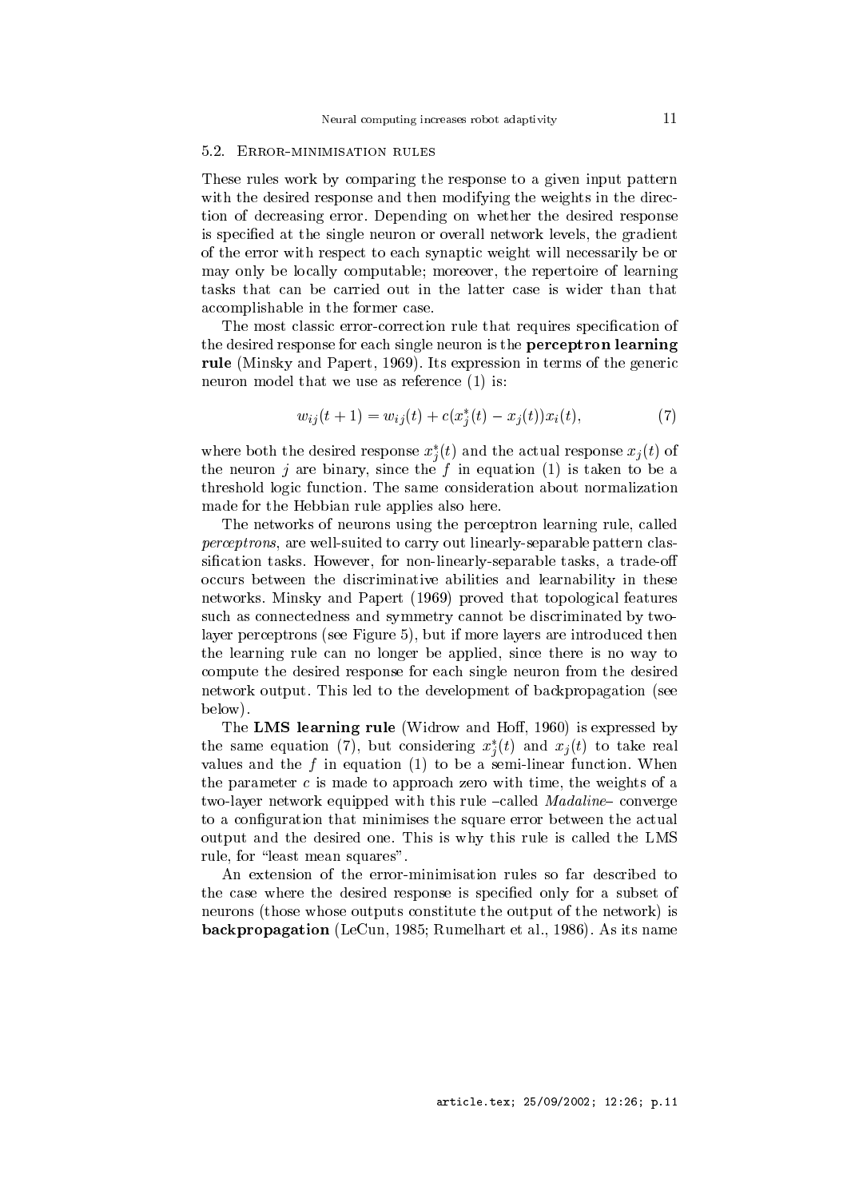### 5.2. Error-minimisation rules

These rules work by comparing the response to a given input pattern with the desired response and then modifying the weights in the direction of decreasing error. Depending on whether the desired response is specified at the single neuron or overall network levels, the gradient of the error with respect to each synaptic weight will necessarily be or may only be locally computable; moreover, the repertoire of learning tasks that can be carried out in the latter case is wider than that accomplishable in the former case.

The most classic error-correction rule that requires specification of the desired response for each single neuron is the **perceptron learning rule** (Minsky and Papert, 1969). Its expression in terms of the generic neuron model that we use as reference (1) is:

$$w_{ij}(t+1) = w_{ij}(t) + c(x_j^*(t) - x_j(t))x_i(t), \tag{7}$$

where both the desired response $x_j^*(t)$ and the actual response $x_j(t)$ of the neuron $j$ are binary, since the $f$ in equation (1) is taken to be a threshold logic function. The same consideration about normalization made for the Hebbian rule applies also here.

The networks of neurons using the perceptron learning rule, called *perceptrons*, are well-suited to carry out linearly-separable pattern classification tasks. However, for non-linearly-separable tasks, a trade-off occurs between the discriminative abilities and learnability in these networks. Minsky and Papert (1969) proved that topological features such as connectedness and symmetry cannot be discriminated by two-layer perceptrons (see Figure 5), but if more layers are introduced then the learning rule can no longer be applied, since there is no way to compute the desired response for each single neuron from the desired network output. This led to the development of backpropagation (see below).

The **LMS learning rule** (Widrow and Hoff, 1960) is expressed by the same equation (7), but considering $x_j^*(t)$ and $x_j(t)$ to take real values and the $f$ in equation (1) to be a semi-linear function. When the parameter $c$ is made to approach zero with time, the weights of a two-layer network equipped with this rule –called *Madaline*– converge to a configuration that minimises the square error between the actual output and the desired one. This is why this rule is called the LMS rule, for "least mean squares".

An extension of the error-minimisation rules so far described to the case where the desired response is specified only for a subset of neurons (those whose outputs constitute the output of the network) is **backpropagation** (LeCun, 1985; Rumelhart et al., 1986). As its name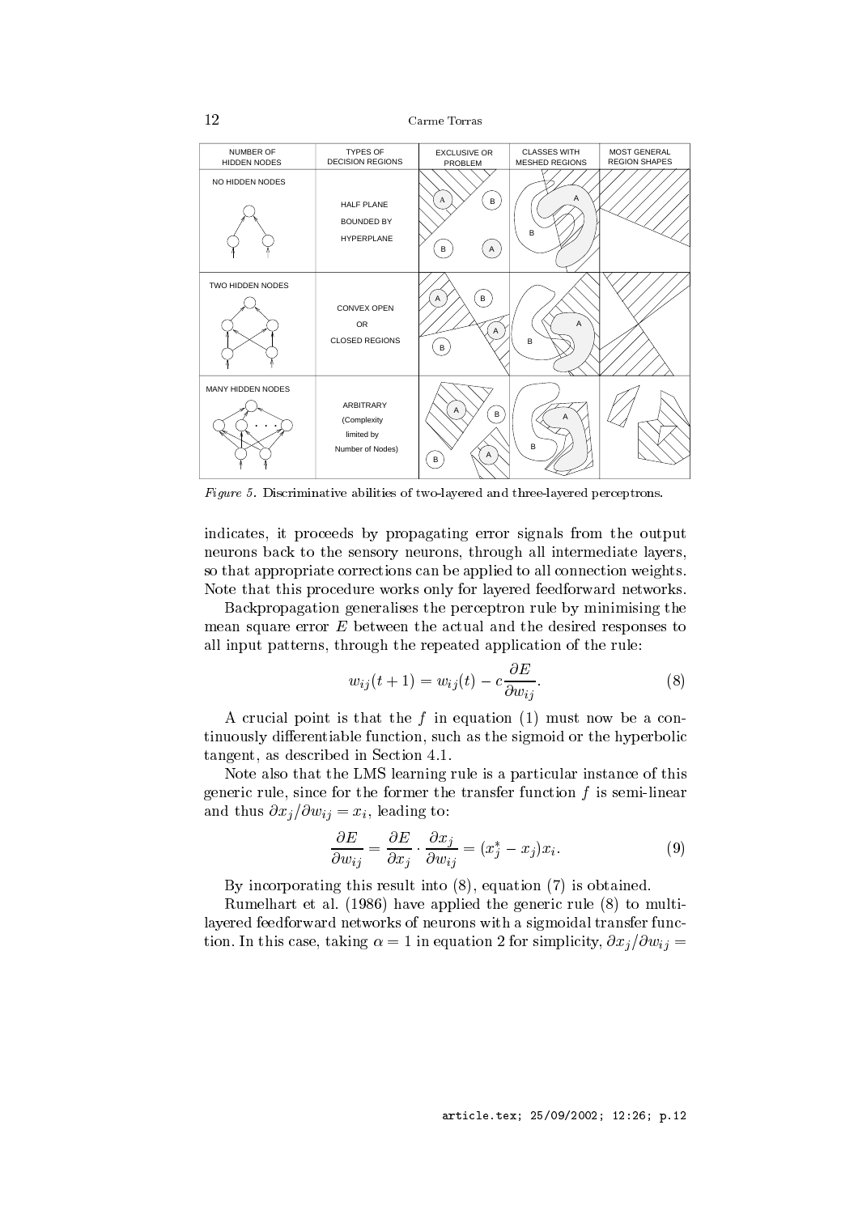| NUMBER OF HIDDEN NODES | TYPES OF DECISION REGIONS | EXCLUSIVE OR PROBLEM | CLASSES WITH MESHED REGIONS | MOST GENERAL REGION SHAPES |
|---|---|---|---|---|
| NO HIDDEN NODES | HALF PLANE BOUNDED BY HYPERPLANE | A B B A | A B | |
| TWO HIDDEN NODES | CONVEX OPEN OR CLOSED REGIONS | A B A B | A B | |
| MANY HIDDEN NODES | ARBITRARY (Complexity limited by Number of Nodes) | A B B A | A B | |

*Figure 5.* Discriminative abilities of two-layered and three-layered perceptrons.

indicates, it proceeds by propagating error signals from the output neurons back to the sensory neurons, through all intermediate layers, so that appropriate corrections can be applied to all connection weights. Note that this procedure works only for layered feedforward networks.

Backpropagation generalises the perceptron rule by minimising the mean square error $E$ between the actual and the desired responses to all input patterns, through the repeated application of the rule:

$$w_{ij}(t+1) = w_{ij}(t) - c\frac{\partial E}{\partial w_{ij}}. \tag{8}$$

A crucial point is that the $f$ in equation (1) must now be a continuously differentiable function, such as the sigmoid or the hyperbolic tangent, as described in Section 4.1.

Note also that the LMS learning rule is a particular instance of this generic rule, since for the former the transfer function $f$ is semi-linear and thus $\partial x_j / \partial w_{ij} = x_i$, leading to:

$$\frac{\partial E}{\partial w_{ij}} = \frac{\partial E}{\partial x_j} \cdot \frac{\partial x_j}{\partial w_{ij}} = (x_j^* - x_j)x_i. \tag{9}$$

By incorporating this result into (8), equation (7) is obtained.

Rumelhart et al. (1986) have applied the generic rule (8) to multilayered feedforward networks of neurons with a sigmoidal transfer function. In this case, taking $\alpha = 1$ in equation 2 for simplicity, $\partial x_j / \partial w_{ij} =$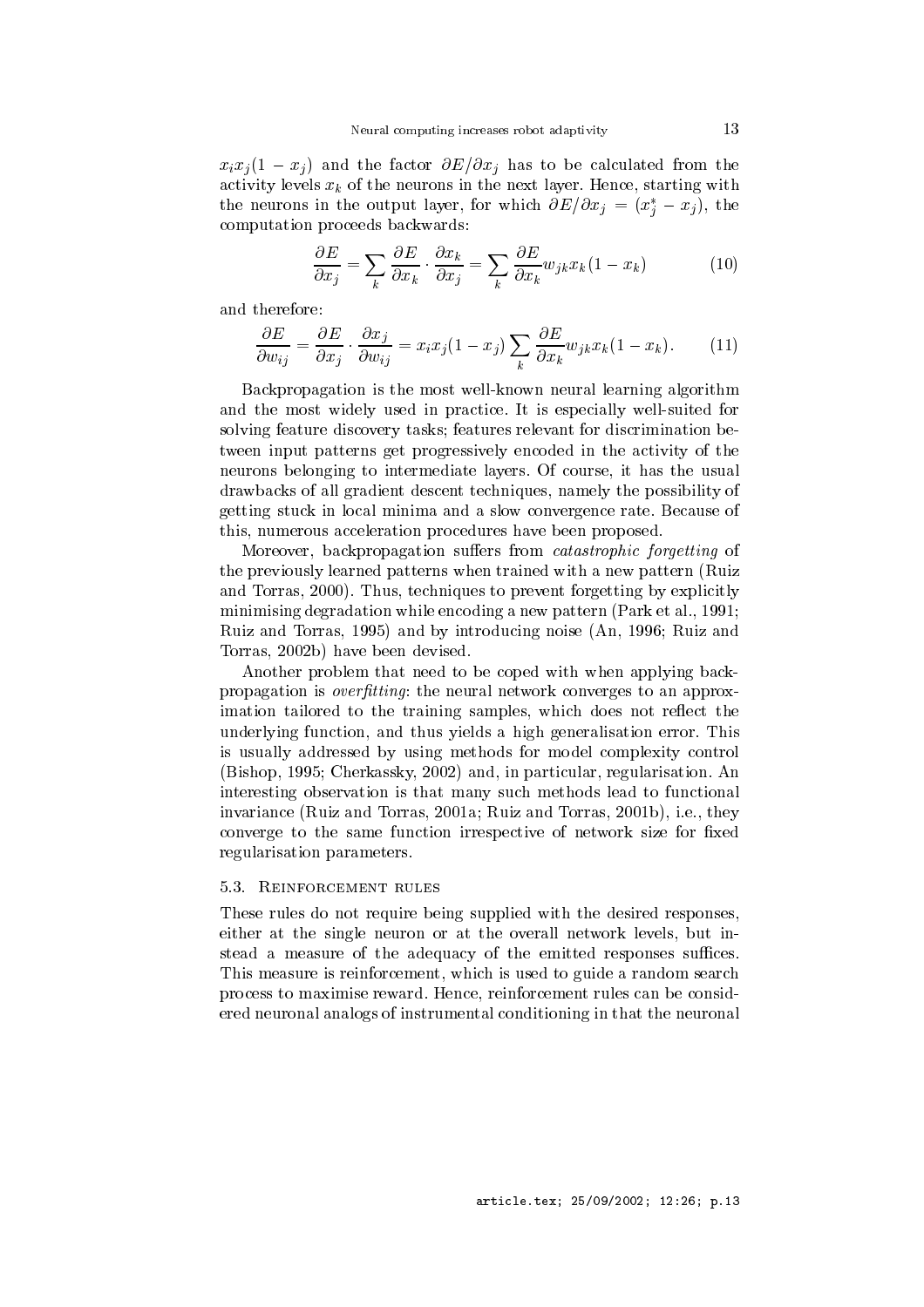$x_i x_j(1 - x_j)$ and the factor $\partial E/\partial x_j$ has to be calculated from the activity levels $x_k$ of the neurons in the next layer. Hence, starting with the neurons in the output layer, for which $\partial E/\partial x_j = (x_j^* - x_j)$, the computation proceeds backwards:

$$\frac{\partial E}{\partial x_j} = \sum_k \frac{\partial E}{\partial x_k} \cdot \frac{\partial x_k}{\partial x_j} = \sum_k \frac{\partial E}{\partial x_k} w_{jk} x_k (1 - x_k) \tag{10}$$

and therefore:

$$\frac{\partial E}{\partial w_{ij}} = \frac{\partial E}{\partial x_j} \cdot \frac{\partial x_j}{\partial w_{ij}} = x_i x_j (1 - x_j) \sum_k \frac{\partial E}{\partial x_k} w_{jk} x_k (1 - x_k). \tag{11}$$

Backpropagation is the most well-known neural learning algorithm and the most widely used in practice. It is especially well-suited for solving feature discovery tasks; features relevant for discrimination between input patterns get progressively encoded in the activity of the neurons belonging to intermediate layers. Of course, it has the usual drawbacks of all gradient descent techniques, namely the possibility of getting stuck in local minima and a slow convergence rate. Because of this, numerous acceleration procedures have been proposed.

Moreover, backpropagation suffers from *catastrophic forgetting* of the previously learned patterns when trained with a new pattern (Ruiz and Torras, 2000). Thus, techniques to prevent forgetting by explicitly minimising degradation while encoding a new pattern (Park et al., 1991; Ruiz and Torras, 1995) and by introducing noise (An, 1996; Ruiz and Torras, 2002b) have been devised.

Another problem that need to be coped with when applying backpropagation is *overfitting*: the neural network converges to an approximation tailored to the training samples, which does not reflect the underlying function, and thus yields a high generalisation error. This is usually addressed by using methods for model complexity control (Bishop, 1995; Cherkassky, 2002) and, in particular, regularisation. An interesting observation is that many such methods lead to functional invariance (Ruiz and Torras, 2001a; Ruiz and Torras, 2001b), i.e., they converge to the same function irrespective of network size for fixed regularisation parameters.

### 5.3. Reinforcement rules

These rules do not require being supplied with the desired responses, either at the single neuron or at the overall network levels, but instead a measure of the adequacy of the emitted responses suffices. This measure is reinforcement, which is used to guide a random search process to maximise reward. Hence, reinforcement rules can be considered neuronal analogs of instrumental conditioning in that the neuronal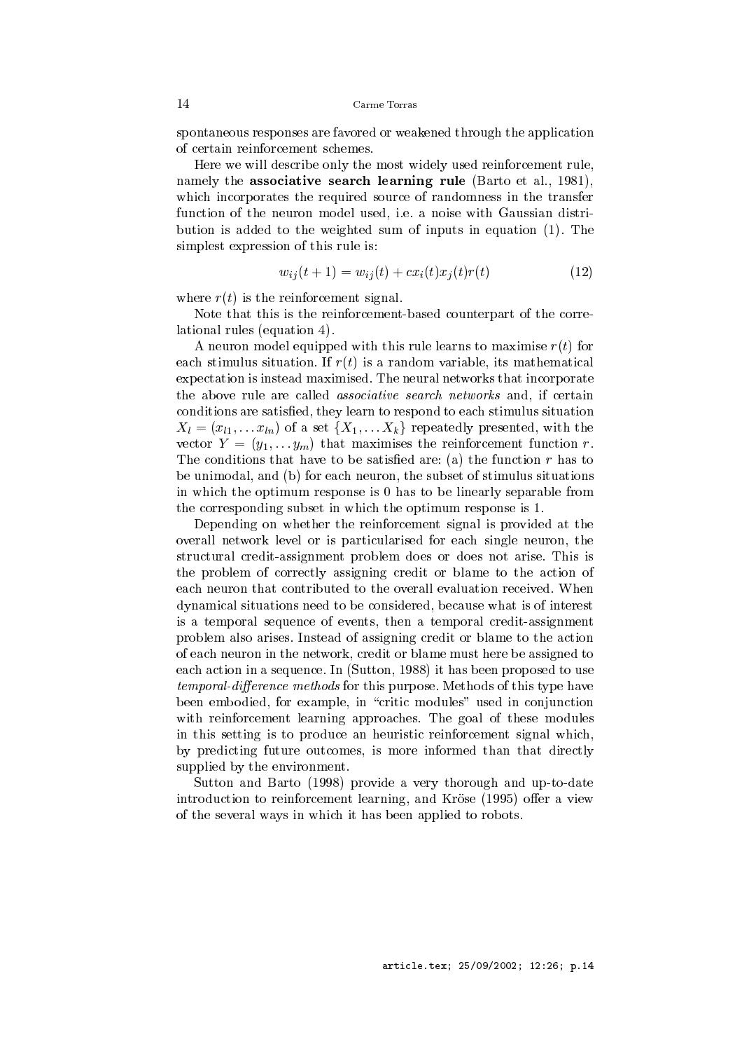spontaneous responses are favored or weakened through the application of certain reinforcement schemes.

Here we will describe only the most widely used reinforcement rule, namely the **associative search learning rule** (Barto et al., 1981), which incorporates the required source of randomness in the transfer function of the neuron model used, i.e. a noise with Gaussian distribution is added to the weighted sum of inputs in equation (1). The simplest expression of this rule is:

$$w_{ij}(t+1) = w_{ij}(t) + c x_i(t) x_j(t) r(t) \tag{12}$$

where $r(t)$ is the reinforcement signal.

Note that this is the reinforcement-based counterpart of the correlational rules (equation 4).

A neuron model equipped with this rule learns to maximise $r(t)$ for each stimulus situation. If $r(t)$ is a random variable, its mathematical expectation is instead maximised. The neural networks that incorporate the above rule are called *associative search networks* and, if certain conditions are satisfied, they learn to respond to each stimulus situation $X_l = (x_{l1}, \ldots x_{ln})$ of a set $\{X_1, \ldots X_k\}$ repeatedly presented, with the vector $Y = (y_1, \ldots y_m)$ that maximises the reinforcement function $r$. The conditions that have to be satisfied are: (a) the function $r$ has to be unimodal, and (b) for each neuron, the subset of stimulus situations in which the optimum response is 0 has to be linearly separable from the corresponding subset in which the optimum response is 1.

Depending on whether the reinforcement signal is provided at the overall network level or is particularised for each single neuron, the structural credit-assignment problem does or does not arise. This is the problem of correctly assigning credit or blame to the action of each neuron that contributed to the overall evaluation received. When dynamical situations need to be considered, because what is of interest is a temporal sequence of events, then a temporal credit-assignment problem also arises. Instead of assigning credit or blame to the action of each neuron in the network, credit or blame must here be assigned to each action in a sequence. In (Sutton, 1988) it has been proposed to use *temporal-difference methods* for this purpose. Methods of this type have been embodied, for example, in "critic modules" used in conjunction with reinforcement learning approaches. The goal of these modules in this setting is to produce an heuristic reinforcement signal which, by predicting future outcomes, is more informed than that directly supplied by the environment.

Sutton and Barto (1998) provide a very thorough and up-to-date introduction to reinforcement learning, and Kröse (1995) offer a view of the several ways in which it has been applied to robots.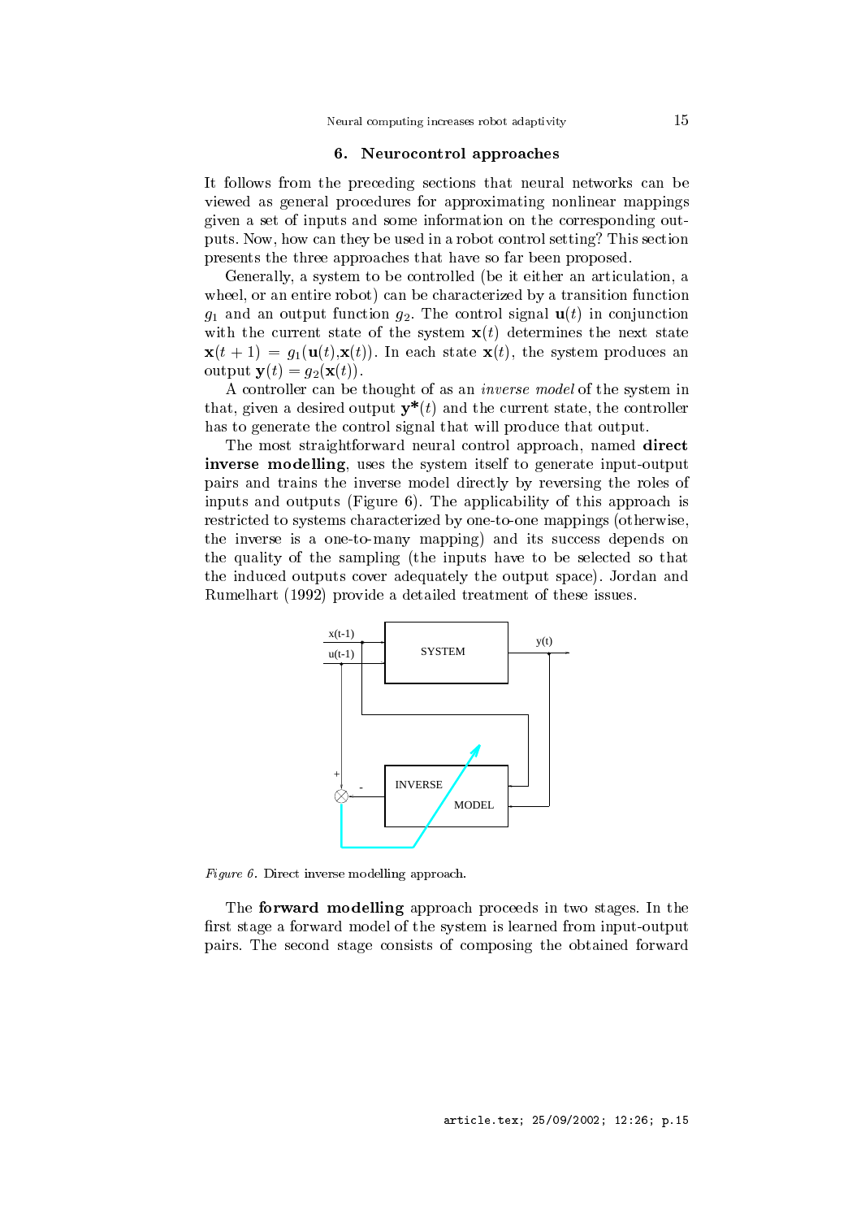## 6. Neurocontrol approaches

It follows from the preceding sections that neural networks can be viewed as general procedures for approximating nonlinear mappings given a set of inputs and some information on the corresponding outputs. Now, how can they be used in a robot control setting? This section presents the three approaches that have so far been proposed.

Generally, a system to be controlled (be it either an articulation, a wheel, or an entire robot) can be characterized by a transition function $g_1$ and an output function $g_2$. The control signal $\mathbf{u}(t)$ in conjunction with the current state of the system $\mathbf{x}(t)$ determines the next state $\mathbf{x}(t+1) = g_1(\mathbf{u}(t), \mathbf{x}(t))$. In each state $\mathbf{x}(t)$, the system produces an output $\mathbf{y}(t) = g_2(\mathbf{x}(t))$.

A controller can be thought of as an *inverse model* of the system in that, given a desired output $\mathbf{y^*}(t)$ and the current state, the controller has to generate the control signal that will produce that output.

The most straightforward neural control approach, named **direct inverse modelling**, uses the system itself to generate input-output pairs and trains the inverse model directly by reversing the roles of inputs and outputs (Figure 6). The applicability of this approach is restricted to systems characterized by one-to-one mappings (otherwise, the inverse is a one-to-many mapping) and its success depends on the quality of the sampling (the inputs have to be selected so that the induced outputs cover adequately the output space). Jordan and Rumelhart (1992) provide a detailed treatment of these issues.

*Figure 6.* Direct inverse modelling approach.

The **forward modelling** approach proceeds in two stages. In the first stage a forward model of the system is learned from input-output pairs. The second stage consists of composing the obtained forward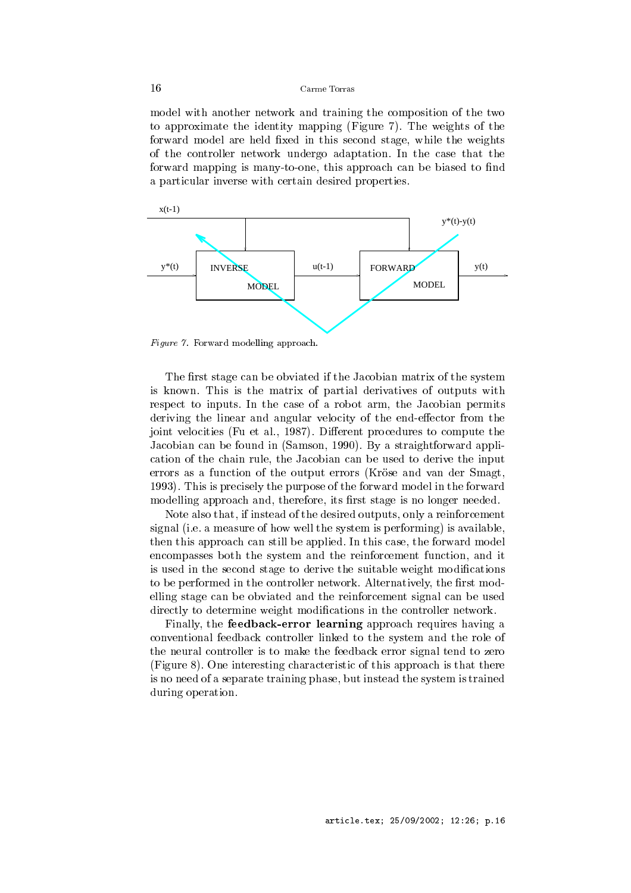model with another network and training the composition of the two to approximate the identity mapping (Figure 7). The weights of the forward model are held fixed in this second stage, while the weights of the controller network undergo adaptation. In the case that the forward mapping is many-to-one, this approach can be biased to find a particular inverse with certain desired properties.

*Figure 7.* Forward modelling approach.

The first stage can be obviated if the Jacobian matrix of the system is known. This is the matrix of partial derivatives of outputs with respect to inputs. In the case of a robot arm, the Jacobian permits deriving the linear and angular velocity of the end-effector from the joint velocities (Fu et al., 1987). Different procedures to compute the Jacobian can be found in (Samson, 1990). By a straightforward application of the chain rule, the Jacobian can be used to derive the input errors as a function of the output errors (Kröse and van der Smagt, 1993). This is precisely the purpose of the forward model in the forward modelling approach and, therefore, its first stage is no longer needed.

Note also that, if instead of the desired outputs, only a reinforcement signal (i.e. a measure of how well the system is performing) is available, then this approach can still be applied. In this case, the forward model encompasses both the system and the reinforcement function, and it is used in the second stage to derive the suitable weight modifications to be performed in the controller network. Alternatively, the first modelling stage can be obviated and the reinforcement signal can be used directly to determine weight modifications in the controller network.

Finally, the **feedback-error learning** approach requires having a conventional feedback controller linked to the system and the role of the neural controller is to make the feedback error signal tend to zero (Figure 8). One interesting characteristic of this approach is that there is no need of a separate training phase, but instead the system is trained during operation.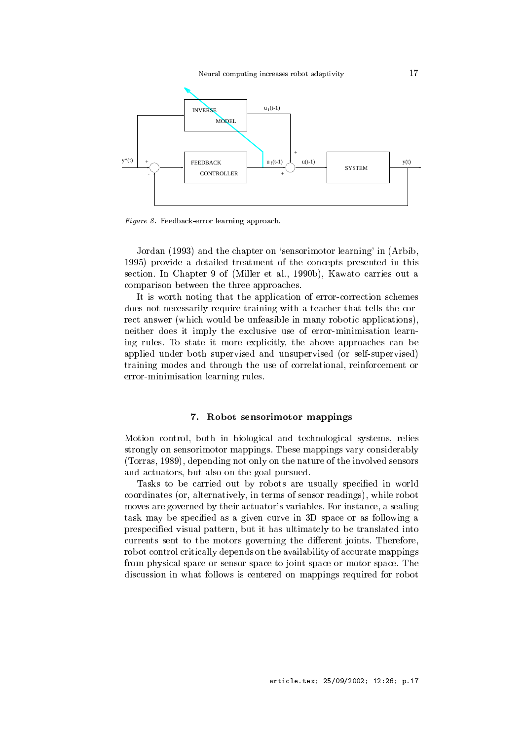*Figure 8.* Feedback-error learning approach.

Jordan (1993) and the chapter on 'sensorimotor learning' in (Arbib, 1995) provide a detailed treatment of the concepts presented in this section. In Chapter 9 of (Miller et al., 1990b), Kawato carries out a comparison between the three approaches.

It is worth noting that the application of error-correction schemes does not necessarily require training with a teacher that tells the correct answer (which would be unfeasible in many robotic applications), neither does it imply the exclusive use of error-minimisation learning rules. To state it more explicitly, the above approaches can be applied under both supervised and unsupervised (or self-supervised) training modes and through the use of correlational, reinforcement or error-minimisation learning rules.

## 7. Robot sensorimotor mappings

Motion control, both in biological and technological systems, relies strongly on sensorimotor mappings. These mappings vary considerably (Torras, 1989), depending not only on the nature of the involved sensors and actuators, but also on the goal pursued.

Tasks to be carried out by robots are usually specified in world coordinates (or, alternatively, in terms of sensor readings), while robot moves are governed by their actuator's variables. For instance, a sealing task may be specified as a given curve in 3D space or as following a prespecified visual pattern, but it has ultimately to be translated into currents sent to the motors governing the different joints. Therefore, robot control critically depends on the availability of accurate mappings from physical space or sensor space to joint space or motor space. The discussion in what follows is centered on mappings required for robot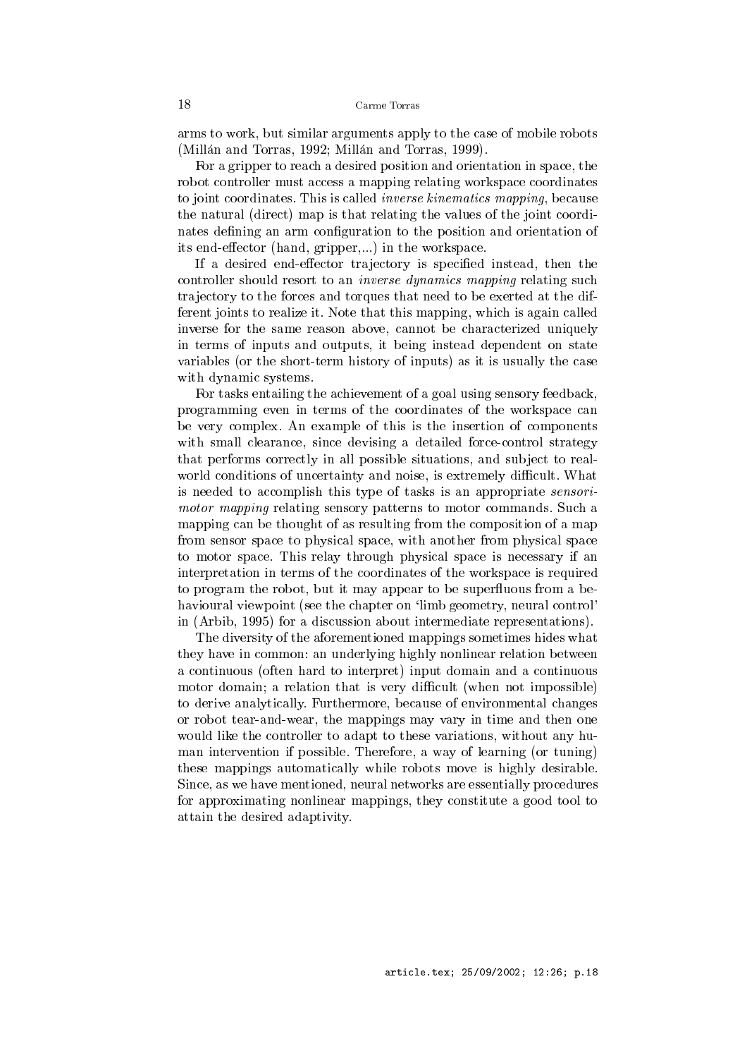arms to work, but similar arguments apply to the case of mobile robots (Millán and Torras, 1992; Millán and Torras, 1999).

For a gripper to reach a desired position and orientation in space, the robot controller must access a mapping relating workspace coordinates to joint coordinates. This is called *inverse kinematics mapping*, because the natural (direct) map is that relating the values of the joint coordinates defining an arm configuration to the position and orientation of its end-effector (hand, gripper,...) in the workspace.

If a desired end-effector trajectory is specified instead, then the controller should resort to an *inverse dynamics mapping* relating such trajectory to the forces and torques that need to be exerted at the different joints to realize it. Note that this mapping, which is again called inverse for the same reason above, cannot be characterized uniquely in terms of inputs and outputs, it being instead dependent on state variables (or the short-term history of inputs) as it is usually the case with dynamic systems.

For tasks entailing the achievement of a goal using sensory feedback, programming even in terms of the coordinates of the workspace can be very complex. An example of this is the insertion of components with small clearance, since devising a detailed force-control strategy that performs correctly in all possible situations, and subject to real-world conditions of uncertainty and noise, is extremely difficult. What is needed to accomplish this type of tasks is an appropriate *sensorimotor mapping* relating sensory patterns to motor commands. Such a mapping can be thought of as resulting from the composition of a map from sensor space to physical space, with another from physical space to motor space. This relay through physical space is necessary if an interpretation in terms of the coordinates of the workspace is required to program the robot, but it may appear to be superfluous from a behavioural viewpoint (see the chapter on 'limb geometry, neural control' in (Arbib, 1995) for a discussion about intermediate representations).

The diversity of the aforementioned mappings sometimes hides what they have in common: an underlying highly nonlinear relation between a continuous (often hard to interpret) input domain and a continuous motor domain; a relation that is very difficult (when not impossible) to derive analytically. Furthermore, because of environmental changes or robot tear-and-wear, the mappings may vary in time and then one would like the controller to adapt to these variations, without any human intervention if possible. Therefore, a way of learning (or tuning) these mappings automatically while robots move is highly desirable. Since, as we have mentioned, neural networks are essentially procedures for approximating nonlinear mappings, they constitute a good tool to attain the desired adaptivity.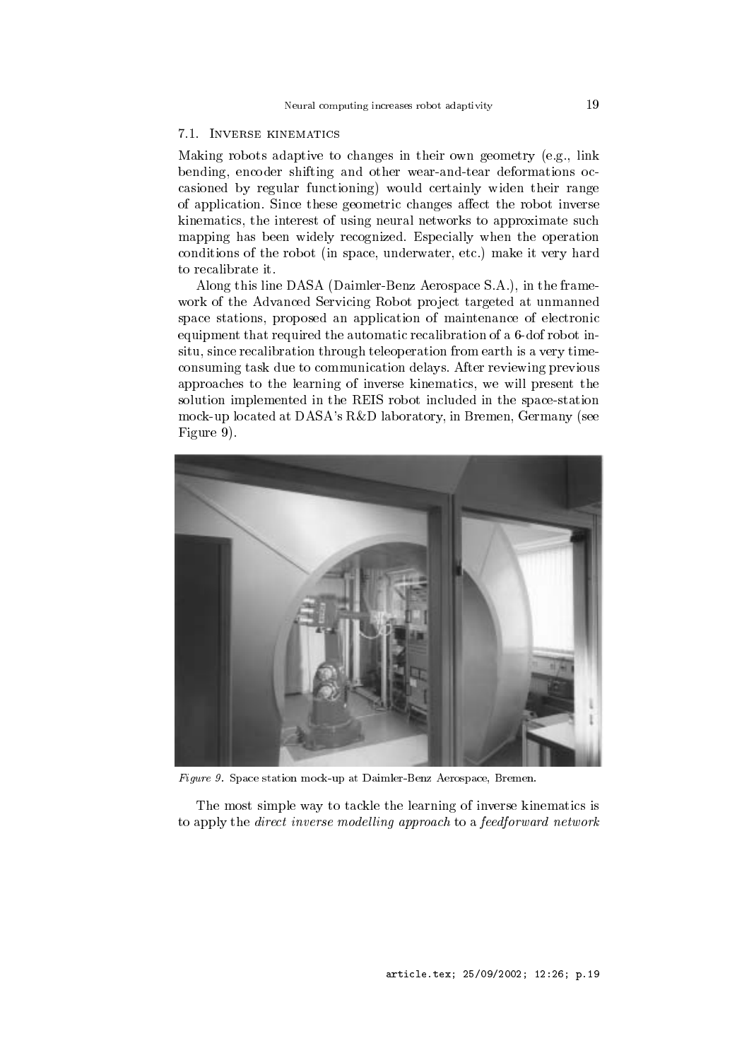### 7.1. Inverse kinematics

Making robots adaptive to changes in their own geometry (e.g., link bending, encoder shifting and other wear-and-tear deformations occasioned by regular functioning) would certainly widen their range of application. Since these geometric changes affect the robot inverse kinematics, the interest of using neural networks to approximate such mapping has been widely recognized. Especially when the operation conditions of the robot (in space, underwater, etc.) make it very hard to recalibrate it.

Along this line DASA (Daimler-Benz Aerospace S.A.), in the framework of the Advanced Servicing Robot project targeted at unmanned space stations, proposed an application of maintenance of electronic equipment that required the automatic recalibration of a 6-dof robot in-situ, since recalibration through teleoperation from earth is a very time-consuming task due to communication delays. After reviewing previous approaches to the learning of inverse kinematics, we will present the solution implemented in the REIS robot included in the space-station mock-up located at DASA's R&D laboratory, in Bremen, Germany (see Figure 9).

*Figure 9.* Space station mock-up at Daimler-Benz Aerospace, Bremen.

The most simple way to tackle the learning of inverse kinematics is to apply the *direct inverse modelling approach* to a *feedforward network*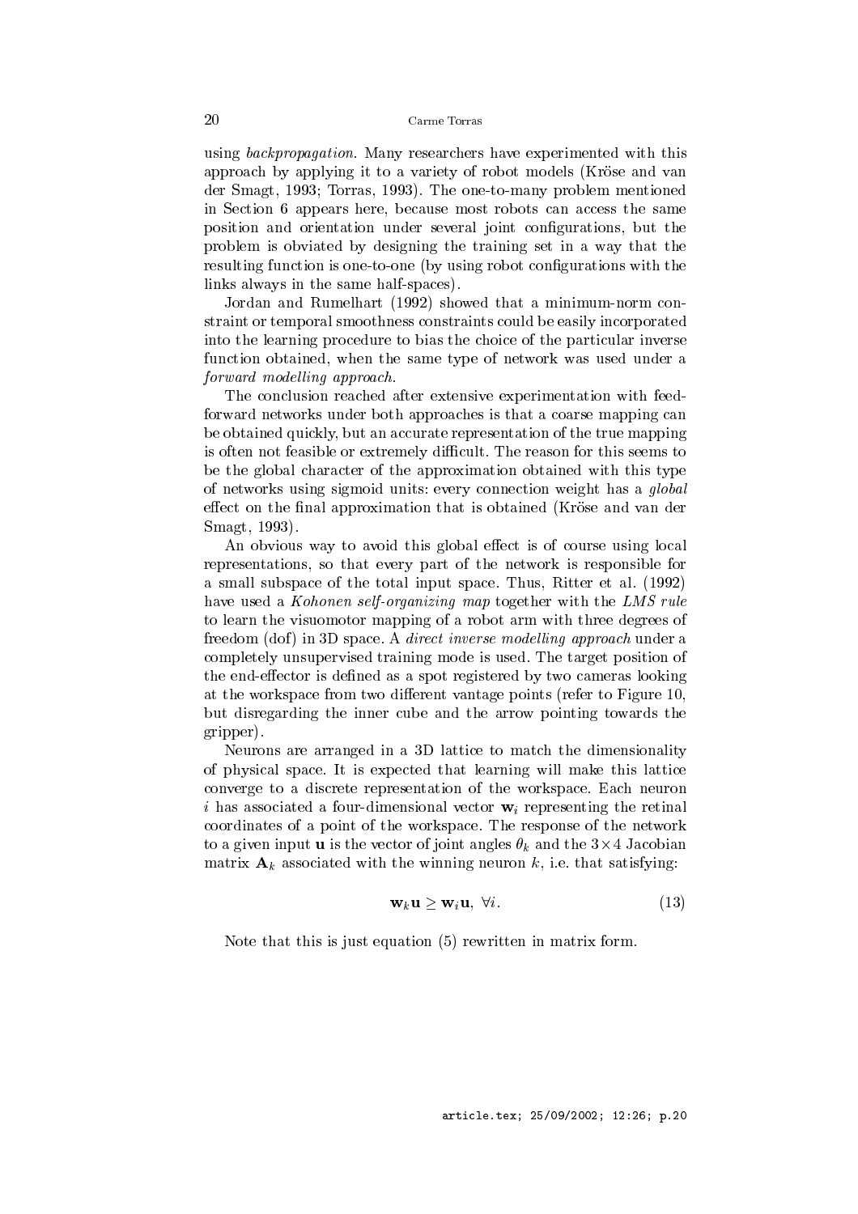using *backpropagation*. Many researchers have experimented with this approach by applying it to a variety of robot models (Kröse and van der Smagt, 1993; Torras, 1993). The one-to-many problem mentioned in Section 6 appears here, because most robots can access the same position and orientation under several joint configurations, but the problem is obviated by designing the training set in a way that the resulting function is one-to-one (by using robot configurations with the links always in the same half-spaces).

Jordan and Rumelhart (1992) showed that a minimum-norm constraint or temporal smoothness constraints could be easily incorporated into the learning procedure to bias the choice of the particular inverse function obtained, when the same type of network was used under a *forward modelling approach*.

The conclusion reached after extensive experimentation with feedforward networks under both approaches is that a coarse mapping can be obtained quickly, but an accurate representation of the true mapping is often not feasible or extremely difficult. The reason for this seems to be the global character of the approximation obtained with this type of networks using sigmoid units: every connection weight has a *global* effect on the final approximation that is obtained (Kröse and van der Smagt, 1993).

An obvious way to avoid this global effect is of course using local representations, so that every part of the network is responsible for a small subspace of the total input space. Thus, Ritter et al. (1992) have used a *Kohonen self-organizing map* together with the *LMS rule* to learn the visuomotor mapping of a robot arm with three degrees of freedom (dof) in 3D space. A *direct inverse modelling approach* under a completely unsupervised training mode is used. The target position of the end-effector is defined as a spot registered by two cameras looking at the workspace from two different vantage points (refer to Figure 10, but disregarding the inner cube and the arrow pointing towards the gripper).

Neurons are arranged in a 3D lattice to match the dimensionality of physical space. It is expected that learning will make this lattice converge to a discrete representation of the workspace. Each neuron $i$ has associated a four-dimensional vector $\mathbf{w}_i$ representing the retinal coordinates of a point of the workspace. The response of the network to a given input $\mathbf{u}$ is the vector of joint angles $\theta_k$ and the $3 \times 4$ Jacobian matrix $\mathbf{A}_k$ associated with the winning neuron $k$, i.e. that satisfying:

$$\mathbf{w}_k \mathbf{u} \geq \mathbf{w}_i \mathbf{u}, \ \forall i. \tag{13}$$

Note that this is just equation (5) rewritten in matrix form.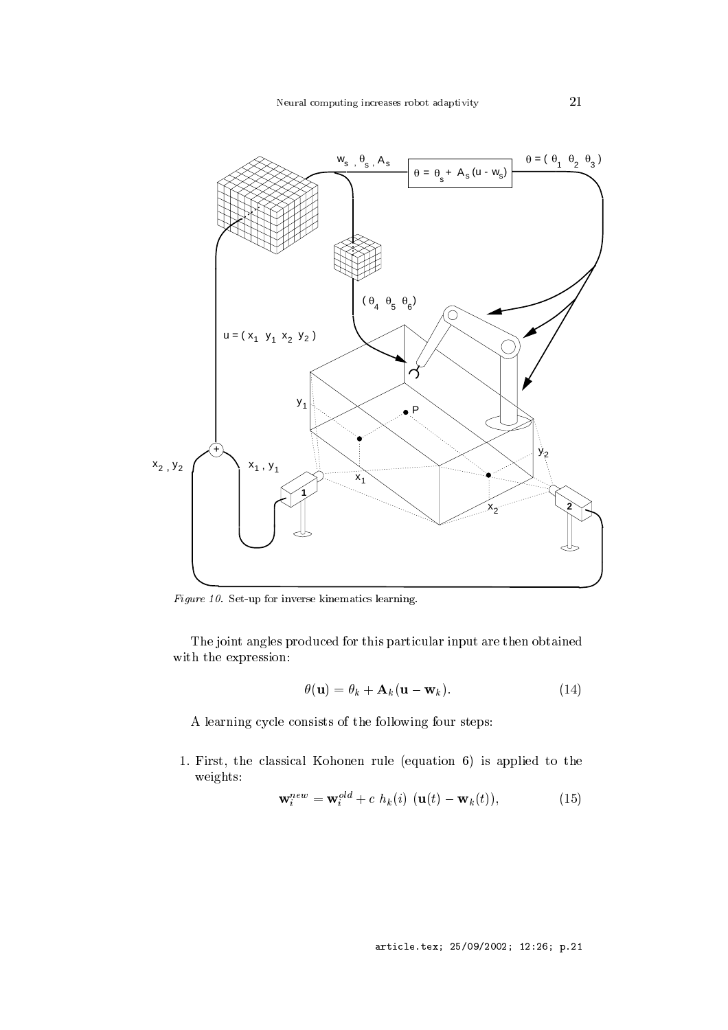*Figure 10.* Set-up for inverse kinematics learning.

The joint angles produced for this particular input are then obtained with the expression:

$$\theta(\mathbf{u}) = \theta_k + \mathbf{A}_k(\mathbf{u} - \mathbf{w}_k). \tag{14}$$

A learning cycle consists of the following four steps:

1. First, the classical Kohonen rule (equation 6) is applied to the weights:

$$\mathbf{w}_i^{new} = \mathbf{w}_i^{old} + c\ h_k(i)\ (\mathbf{u}(t) - \mathbf{w}_k(t)), \tag{15}$$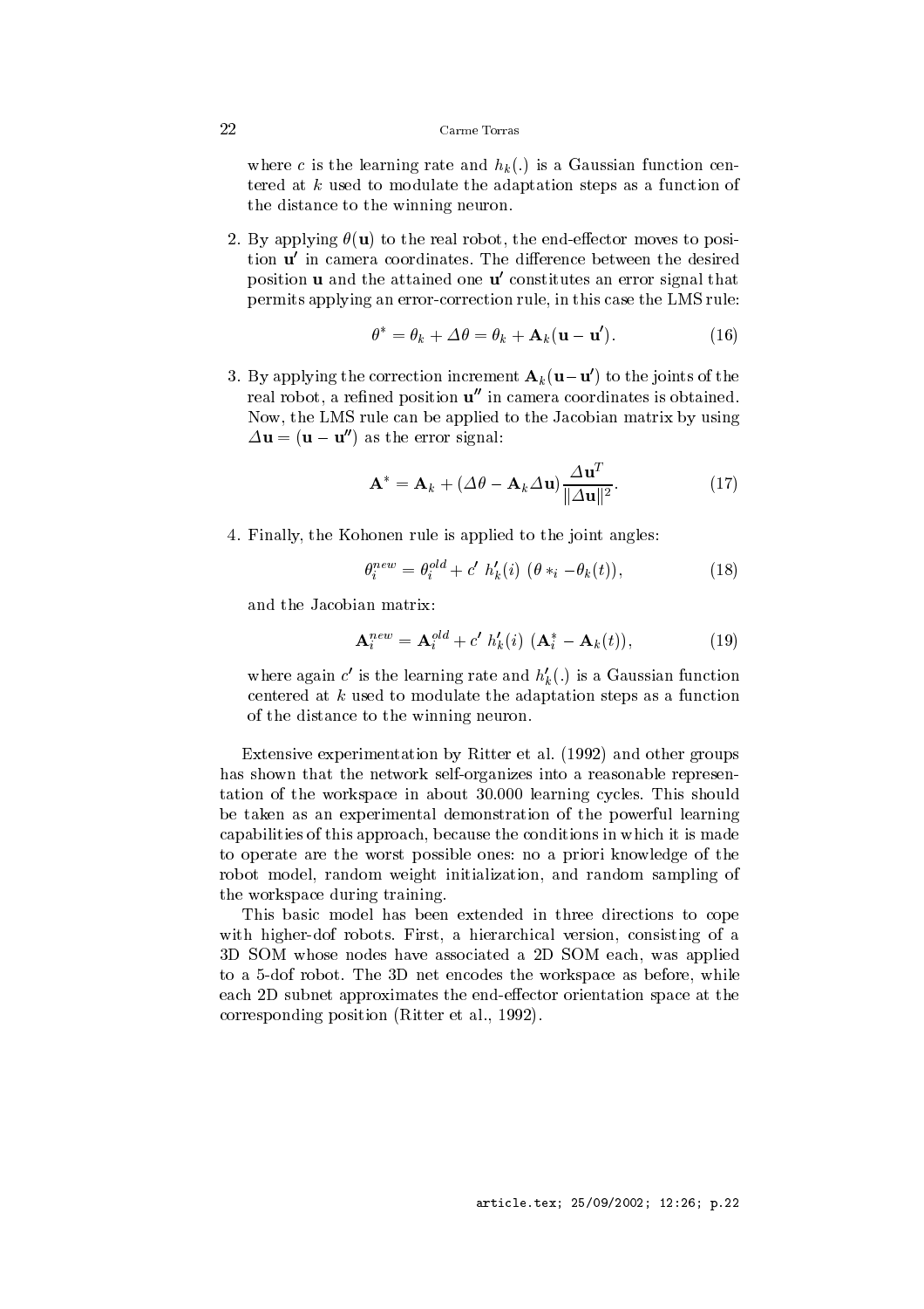where $c$ is the learning rate and $h_k(.)$ is a Gaussian function centered at $k$ used to modulate the adaptation steps as a function of the distance to the winning neuron.

2. By applying $\theta(\mathbf{u})$ to the real robot, the end-effector moves to position $\mathbf{u}'$ in camera coordinates. The difference between the desired position $\mathbf{u}$ and the attained one $\mathbf{u}'$ constitutes an error signal that permits applying an error-correction rule, in this case the LMS rule:

$$\theta^* = \theta_k + \Delta\theta = \theta_k + \mathbf{A}_k(\mathbf{u} - \mathbf{u}'). \tag{16}$$

3. By applying the correction increment $\mathbf{A}_k(\mathbf{u} - \mathbf{u}')$ to the joints of the real robot, a refined position $\mathbf{u}''$ in camera coordinates is obtained. Now, the LMS rule can be applied to the Jacobian matrix by using $\Delta\mathbf{u} = (\mathbf{u} - \mathbf{u}'')$ as the error signal:

$$\mathbf{A}^* = \mathbf{A}_k + (\Delta\theta - \mathbf{A}_k\Delta\mathbf{u})\frac{\Delta\mathbf{u}^T}{\|\Delta\mathbf{u}\|^2}. \tag{17}$$

4. Finally, the Kohonen rule is applied to the joint angles:

$$\theta_i^{new} = \theta_i^{old} + c' \; h_k'(i) \; (\theta *_i - \theta_k(t)), \tag{18}$$

and the Jacobian matrix:

$$\mathbf{A}_i^{new} = \mathbf{A}_i^{old} + c' \; h_k'(i) \; (\mathbf{A}_i^* - \mathbf{A}_k(t)), \tag{19}$$

where again $c'$ is the learning rate and $h_k'(.)$ is a Gaussian function centered at $k$ used to modulate the adaptation steps as a function of the distance to the winning neuron.

Extensive experimentation by Ritter et al. (1992) and other groups has shown that the network self-organizes into a reasonable representation of the workspace in about 30.000 learning cycles. This should be taken as an experimental demonstration of the powerful learning capabilities of this approach, because the conditions in which it is made to operate are the worst possible ones: no a priori knowledge of the robot model, random weight initialization, and random sampling of the workspace during training.

This basic model has been extended in three directions to cope with higher-dof robots. First, a hierarchical version, consisting of a 3D SOM whose nodes have associated a 2D SOM each, was applied to a 5-dof robot. The 3D net encodes the workspace as before, while each 2D subnet approximates the end-effector orientation space at the corresponding position (Ritter et al., 1992).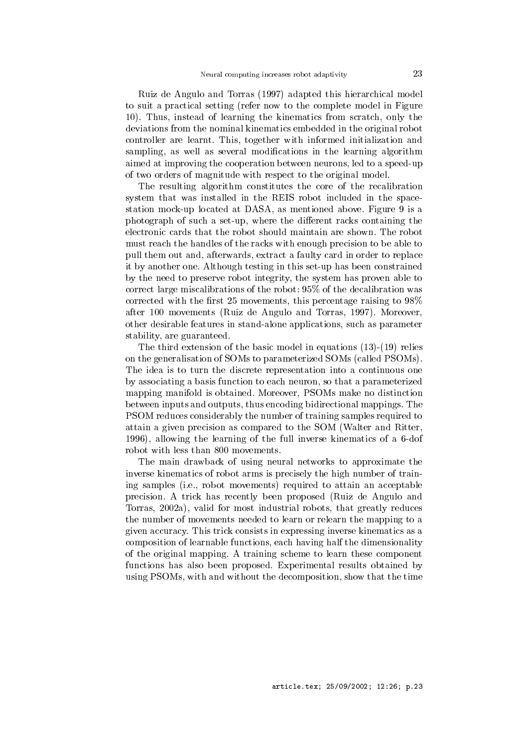Ruiz de Angulo and Torras (1997) adapted this hierarchical model to suit a practical setting (refer now to the complete model in Figure 10). Thus, instead of learning the kinematics from scratch, only the deviations from the nominal kinematics embedded in the original robot controller are learnt. This, together with informed initialization and sampling, as well as several modifications in the learning algorithm aimed at improving the cooperation between neurons, led to a speed-up of two orders of magnitude with respect to the original model.

The resulting algorithm constitutes the core of the recalibration system that was installed in the REIS robot included in the space-station mock-up located at DASA, as mentioned above. Figure 9 is a photograph of such a set-up, where the different racks containing the electronic cards that the robot should maintain are shown. The robot must reach the handles of the racks with enough precision to be able to pull them out and, afterwards, extract a faulty card in order to replace it by another one. Although testing in this set-up has been constrained by the need to preserve robot integrity, the system has proven able to correct large miscalibrations of the robot: 95% of the decalibration was corrected with the first 25 movements, this percentage raising to 98% after 100 movements (Ruiz de Angulo and Torras, 1997). Moreover, other desirable features in stand-alone applications, such as parameter stability, are guaranteed.

The third extension of the basic model in equations (13)-(19) relies on the generalisation of SOMs to parameterized SOMs (called PSOMs). The idea is to turn the discrete representation into a continuous one by associating a basis function to each neuron, so that a parameterized mapping manifold is obtained. Moreover, PSOMs make no distinction between inputs and outputs, thus encoding bidirectional mappings. The PSOM reduces considerably the number of training samples required to attain a given precision as compared to the SOM (Walter and Ritter, 1996), allowing the learning of the full inverse kinematics of a 6-dof robot with less than 800 movements.

The main drawback of using neural networks to approximate the inverse kinematics of robot arms is precisely the high number of training samples (i.e., robot movements) required to attain an acceptable precision. A trick has recently been proposed (Ruiz de Angulo and Torras, 2002a), valid for most industrial robots, that greatly reduces the number of movements needed to learn or relearn the mapping to a given accuracy. This trick consists in expressing inverse kinematics as a composition of learnable functions, each having half the dimensionality of the original mapping. A training scheme to learn these component functions has also been proposed. Experimental results obtained by using PSOMs, with and without the decomposition, show that the time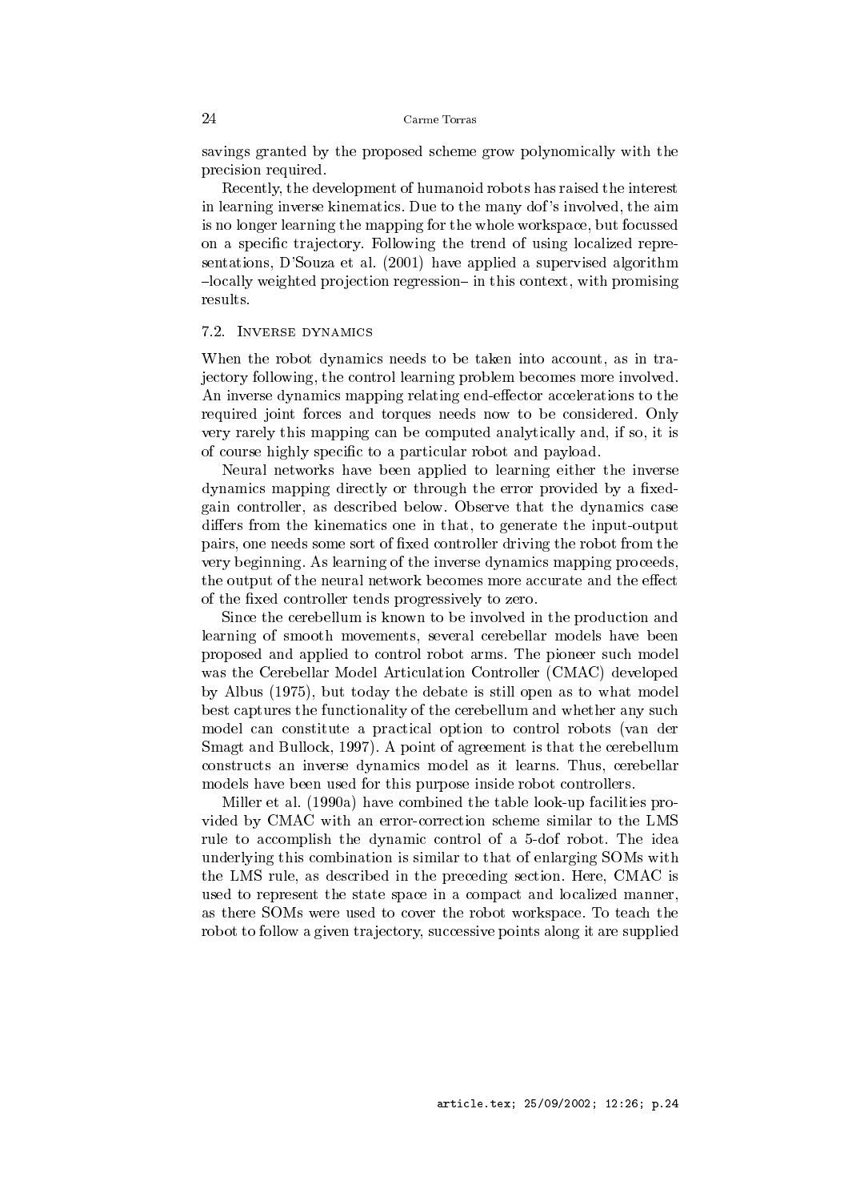savings granted by the proposed scheme grow polynomically with the precision required.

Recently, the development of humanoid robots has raised the interest in learning inverse kinematics. Due to the many dof's involved, the aim is no longer learning the mapping for the whole workspace, but focussed on a specific trajectory. Following the trend of using localized representations, D'Souza et al. (2001) have applied a supervised algorithm –locally weighted projection regression– in this context, with promising results.

### 7.2. Inverse dynamics

When the robot dynamics needs to be taken into account, as in trajectory following, the control learning problem becomes more involved. An inverse dynamics mapping relating end-effector accelerations to the required joint forces and torques needs now to be considered. Only very rarely this mapping can be computed analytically and, if so, it is of course highly specific to a particular robot and payload.

Neural networks have been applied to learning either the inverse dynamics mapping directly or through the error provided by a fixed-gain controller, as described below. Observe that the dynamics case differs from the kinematics one in that, to generate the input-output pairs, one needs some sort of fixed controller driving the robot from the very beginning. As learning of the inverse dynamics mapping proceeds, the output of the neural network becomes more accurate and the effect of the fixed controller tends progressively to zero.

Since the cerebellum is known to be involved in the production and learning of smooth movements, several cerebellar models have been proposed and applied to control robot arms. The pioneer such model was the Cerebellar Model Articulation Controller (CMAC) developed by Albus (1975), but today the debate is still open as to what model best captures the functionality of the cerebellum and whether any such model can constitute a practical option to control robots (van der Smagt and Bullock, 1997). A point of agreement is that the cerebellum constructs an inverse dynamics model as it learns. Thus, cerebellar models have been used for this purpose inside robot controllers.

Miller et al. (1990a) have combined the table look-up facilities provided by CMAC with an error-correction scheme similar to the LMS rule to accomplish the dynamic control of a 5-dof robot. The idea underlying this combination is similar to that of enlarging SOMs with the LMS rule, as described in the preceding section. Here, CMAC is used to represent the state space in a compact and localized manner, as there SOMs were used to cover the robot workspace. To teach the robot to follow a given trajectory, successive points along it are supplied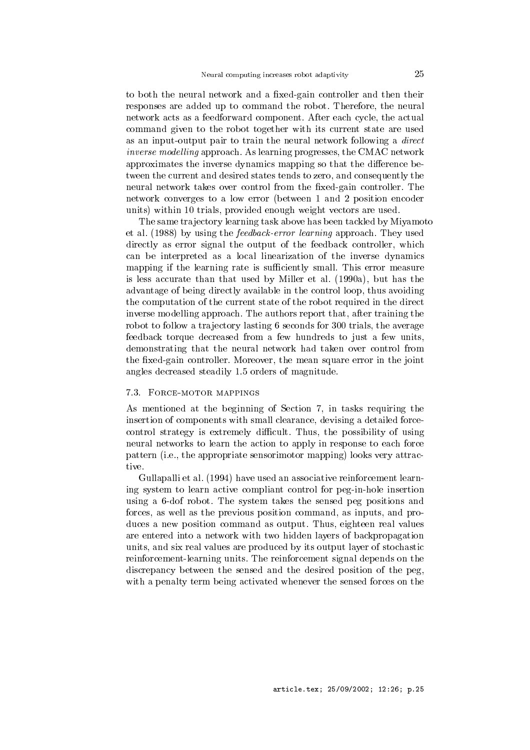to both the neural network and a fixed-gain controller and then their responses are added up to command the robot. Therefore, the neural network acts as a feedforward component. After each cycle, the actual command given to the robot together with its current state are used as an input-output pair to train the neural network following a *direct inverse modelling* approach. As learning progresses, the CMAC network approximates the inverse dynamics mapping so that the difference between the current and desired states tends to zero, and consequently the neural network takes over control from the fixed-gain controller. The network converges to a low error (between 1 and 2 position encoder units) within 10 trials, provided enough weight vectors are used.

The same trajectory learning task above has been tackled by Miyamoto et al. (1988) by using the *feedback-error learning* approach. They used directly as error signal the output of the feedback controller, which can be interpreted as a local linearization of the inverse dynamics mapping if the learning rate is sufficiently small. This error measure is less accurate than that used by Miller et al. (1990a), but has the advantage of being directly available in the control loop, thus avoiding the computation of the current state of the robot required in the direct inverse modelling approach. The authors report that, after training the robot to follow a trajectory lasting 6 seconds for 300 trials, the average feedback torque decreased from a few hundreds to just a few units, demonstrating that the neural network had taken over control from the fixed-gain controller. Moreover, the mean square error in the joint angles decreased steadily 1.5 orders of magnitude.

### 7.3. Force-motor mappings

As mentioned at the beginning of Section 7, in tasks requiring the insertion of components with small clearance, devising a detailed force-control strategy is extremely difficult. Thus, the possibility of using neural networks to learn the action to apply in response to each force pattern (i.e., the appropriate sensorimotor mapping) looks very attractive.

Gullapalli et al. (1994) have used an associative reinforcement learning system to learn active compliant control for peg-in-hole insertion using a 6-dof robot. The system takes the sensed peg positions and forces, as well as the previous position command, as inputs, and produces a new position command as output. Thus, eighteen real values are entered into a network with two hidden layers of backpropagation units, and six real values are produced by its output layer of stochastic reinforcement-learning units. The reinforcement signal depends on the discrepancy between the sensed and the desired position of the peg, with a penalty term being activated whenever the sensed forces on the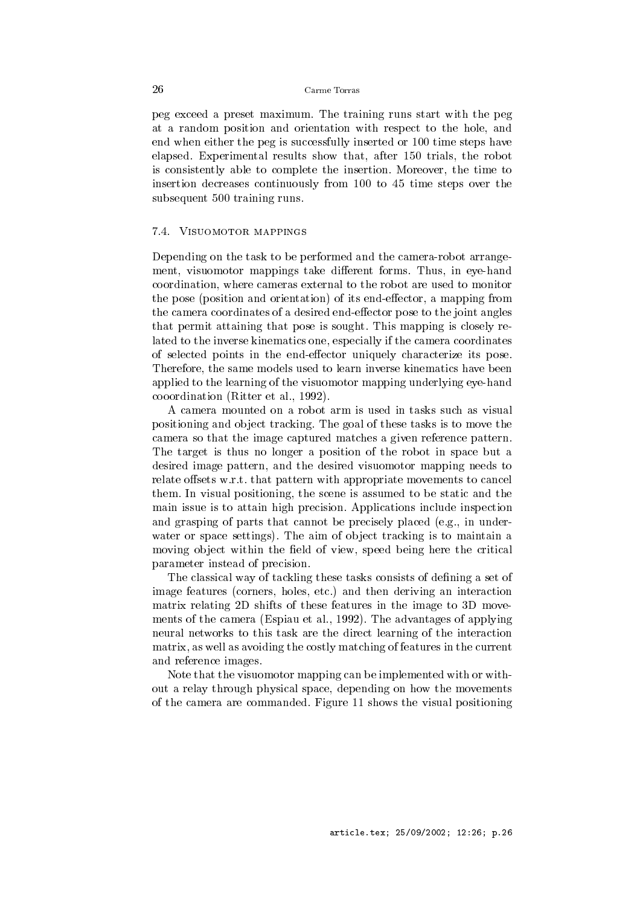peg exceed a preset maximum. The training runs start with the peg at a random position and orientation with respect to the hole, and end when either the peg is successfully inserted or 100 time steps have elapsed. Experimental results show that, after 150 trials, the robot is consistently able to complete the insertion. Moreover, the time to insertion decreases continuously from 100 to 45 time steps over the subsequent 500 training runs.

### 7.4. Visuomotor mappings

Depending on the task to be performed and the camera-robot arrangement, visuomotor mappings take different forms. Thus, in eye-hand coordination, where cameras external to the robot are used to monitor the pose (position and orientation) of its end-effector, a mapping from the camera coordinates of a desired end-effector pose to the joint angles that permit attaining that pose is sought. This mapping is closely related to the inverse kinematics one, especially if the camera coordinates of selected points in the end-effector uniquely characterize its pose. Therefore, the same models used to learn inverse kinematics have been applied to the learning of the visuomotor mapping underlying eye-hand cooordination (Ritter et al., 1992).

A camera mounted on a robot arm is used in tasks such as visual positioning and object tracking. The goal of these tasks is to move the camera so that the image captured matches a given reference pattern. The target is thus no longer a position of the robot in space but a desired image pattern, and the desired visuomotor mapping needs to relate offsets w.r.t. that pattern with appropriate movements to cancel them. In visual positioning, the scene is assumed to be static and the main issue is to attain high precision. Applications include inspection and grasping of parts that cannot be precisely placed (e.g., in underwater or space settings). The aim of object tracking is to maintain a moving object within the field of view, speed being here the critical parameter instead of precision.

The classical way of tackling these tasks consists of defining a set of image features (corners, holes, etc.) and then deriving an interaction matrix relating 2D shifts of these features in the image to 3D movements of the camera (Espiau et al., 1992). The advantages of applying neural networks to this task are the direct learning of the interaction matrix, as well as avoiding the costly matching of features in the current and reference images.

Note that the visuomotor mapping can be implemented with or without a relay through physical space, depending on how the movements of the camera are commanded. Figure 11 shows the visual positioning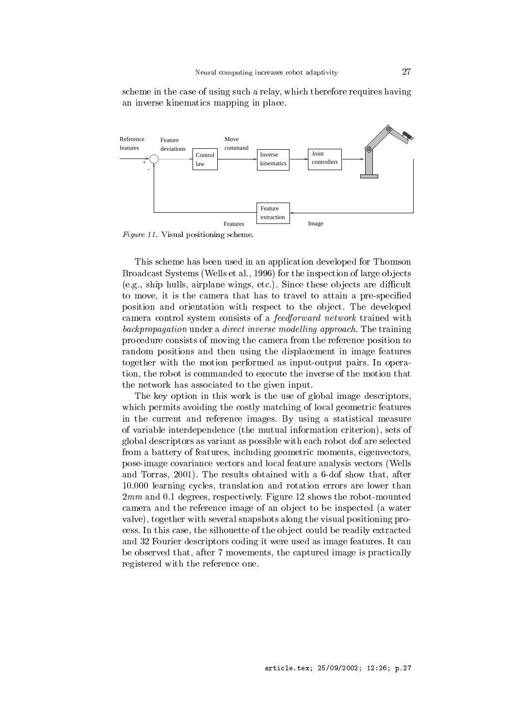scheme in the case of using such a relay, which therefore requires having an inverse kinematics mapping in place.

*Figure 11.* Visual positioning scheme.

This scheme has been used in an application developed for Thomson Broadcast Systems (Wells et al., 1996) for the inspection of large objects (e.g., ship hulls, airplane wings, etc.). Since these objects are difficult to move, it is the camera that has to travel to attain a pre-specified position and orientation with respect to the object. The developed camera control system consists of a *feedforward network* trained with *backpropagation* under a *direct inverse modelling approach*. The training procedure consists of moving the camera from the reference position to random positions and then using the displacement in image features together with the motion performed as input-output pairs. In operation, the robot is commanded to execute the inverse of the motion that the network has associated to the given input.

The key option in this work is the use of global image descriptors, which permits avoiding the costly matching of local geometric features in the current and reference images. By using a statistical measure of variable interdependence (the mutual information criterion), sets of global descriptors as variant as possible with each robot dof are selected from a battery of features, including geometric moments, eigenvectors, pose-image covariance vectors and local feature analysis vectors (Wells and Torras, 2001). The results obtained with a 6-dof show that, after 10.000 learning cycles, translation and rotation errors are lower than $2mm$ and 0.1 degrees, respectively. Figure 12 shows the robot-mounted camera and the reference image of an object to be inspected (a water valve), together with several snapshots along the visual positioning process. In this case, the silhouette of the object could be readily extracted and 32 Fourier descriptors coding it were used as image features. It can be observed that, after 7 movements, the captured image is practically registered with the reference one.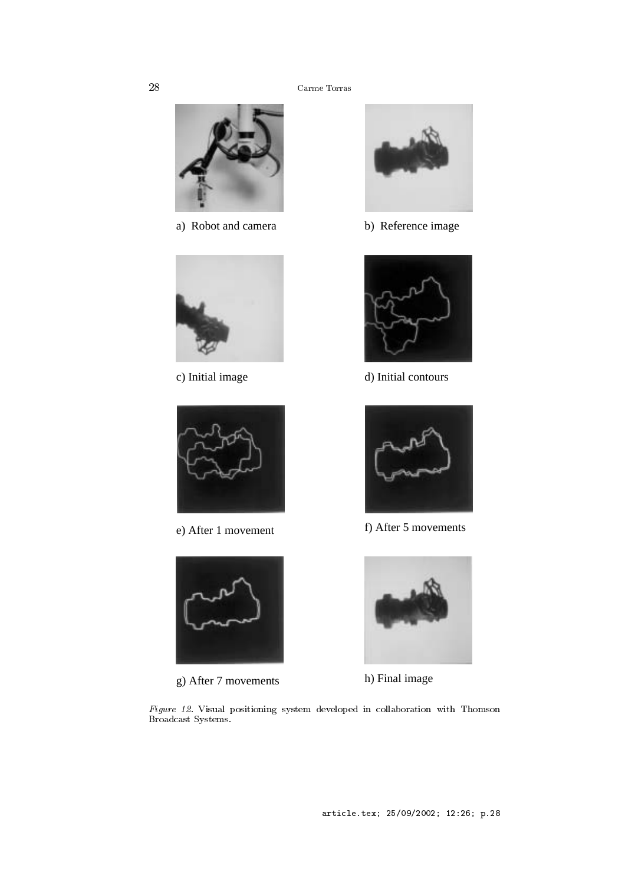a) Robot and camera

b) Reference image

c) Initial image

d) Initial contours

e) After 1 movement

f) After 5 movements

g) After 7 movements

h) Final image

*Figure 12.* Visual positioning system developed in collaboration with Thomson Broadcast Systems.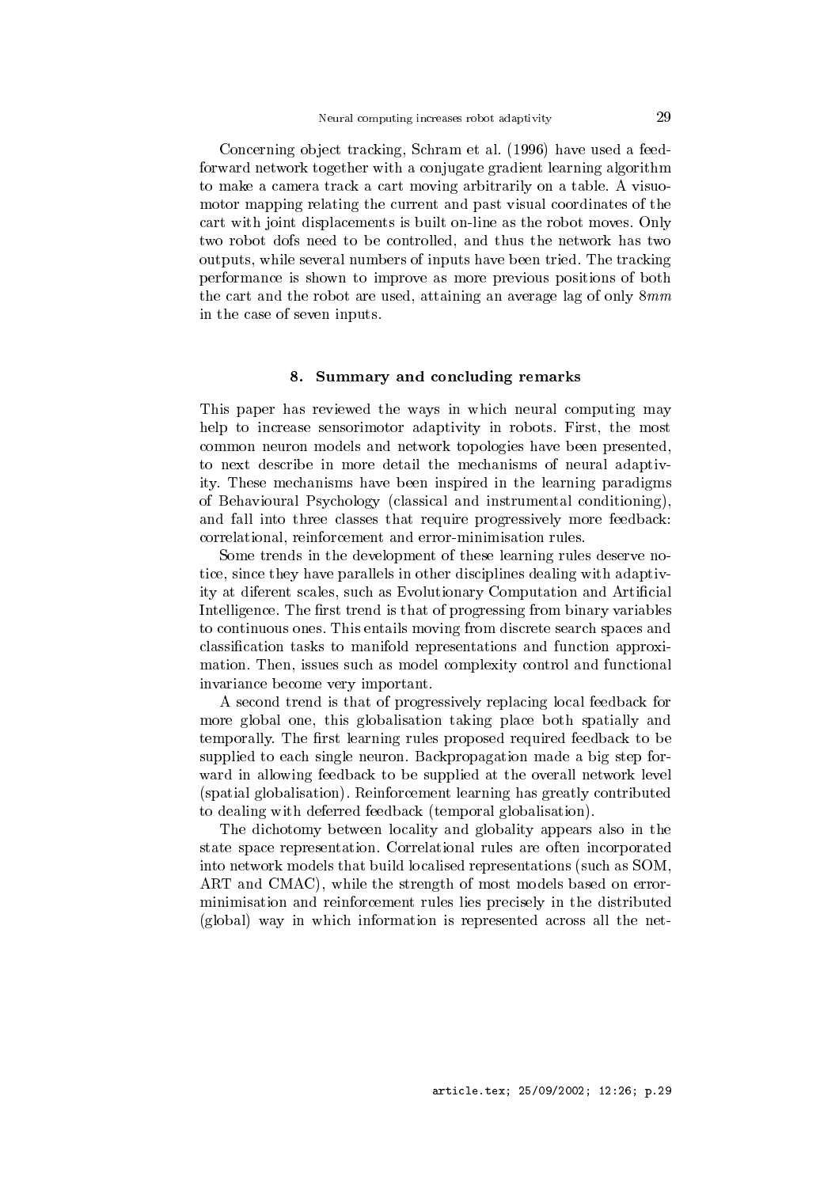Concerning object tracking, Schram et al. (1996) have used a feed-forward network together with a conjugate gradient learning algorithm to make a camera track a cart moving arbitrarily on a table. A visuo-motor mapping relating the current and past visual coordinates of the cart with joint displacements is built on-line as the robot moves. Only two robot dofs need to be controlled, and thus the network has two outputs, while several numbers of inputs have been tried. The tracking performance is shown to improve as more previous positions of both the cart and the robot are used, attaining an average lag of only $8mm$ in the case of seven inputs.

## 8. Summary and concluding remarks

This paper has reviewed the ways in which neural computing may help to increase sensorimotor adaptivity in robots. First, the most common neuron models and network topologies have been presented, to next describe in more detail the mechanisms of neural adaptivity. These mechanisms have been inspired in the learning paradigms of Behavioural Psychology (classical and instrumental conditioning), and fall into three classes that require progressively more feedback: correlational, reinforcement and error-minimisation rules.

Some trends in the development of these learning rules deserve notice, since they have parallels in other disciplines dealing with adaptivity at diferent scales, such as Evolutionary Computation and Artificial Intelligence. The first trend is that of progressing from binary variables to continuous ones. This entails moving from discrete search spaces and classification tasks to manifold representations and function approximation. Then, issues such as model complexity control and functional invariance become very important.

A second trend is that of progressively replacing local feedback for more global one, this globalisation taking place both spatially and temporally. The first learning rules proposed required feedback to be supplied to each single neuron. Backpropagation made a big step forward in allowing feedback to be supplied at the overall network level (spatial globalisation). Reinforcement learning has greatly contributed to dealing with deferred feedback (temporal globalisation).

The dichotomy between locality and globality appears also in the state space representation. Correlational rules are often incorporated into network models that build localised representations (such as SOM, ART and CMAC), while the strength of most models based on error-minimisation and reinforcement rules lies precisely in the distributed (global) way in which information is represented across all the net-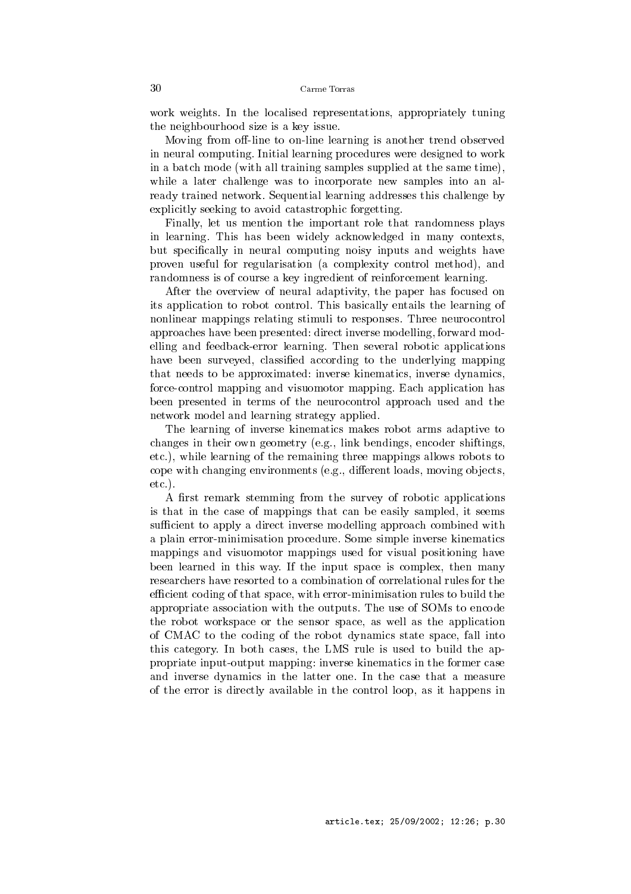work weights. In the localised representations, appropriately tuning the neighbourhood size is a key issue.

Moving from off-line to on-line learning is another trend observed in neural computing. Initial learning procedures were designed to work in a batch mode (with all training samples supplied at the same time), while a later challenge was to incorporate new samples into an already trained network. Sequential learning addresses this challenge by explicitly seeking to avoid catastrophic forgetting.

Finally, let us mention the important role that randomness plays in learning. This has been widely acknowledged in many contexts, but specifically in neural computing noisy inputs and weights have proven useful for regularisation (a complexity control method), and randomness is of course a key ingredient of reinforcement learning.

After the overview of neural adaptivity, the paper has focused on its application to robot control. This basically entails the learning of nonlinear mappings relating stimuli to responses. Three neurocontrol approaches have been presented: direct inverse modelling, forward modelling and feedback-error learning. Then several robotic applications have been surveyed, classified according to the underlying mapping that needs to be approximated: inverse kinematics, inverse dynamics, force-control mapping and visuomotor mapping. Each application has been presented in terms of the neurocontrol approach used and the network model and learning strategy applied.

The learning of inverse kinematics makes robot arms adaptive to changes in their own geometry (e.g., link bendings, encoder shiftings, etc.), while learning of the remaining three mappings allows robots to cope with changing environments (e.g., different loads, moving objects, etc.).

A first remark stemming from the survey of robotic applications is that in the case of mappings that can be easily sampled, it seems sufficient to apply a direct inverse modelling approach combined with a plain error-minimisation procedure. Some simple inverse kinematics mappings and visuomotor mappings used for visual positioning have been learned in this way. If the input space is complex, then many researchers have resorted to a combination of correlational rules for the efficient coding of that space, with error-minimisation rules to build the appropriate association with the outputs. The use of SOMs to encode the robot workspace or the sensor space, as well as the application of CMAC to the coding of the robot dynamics state space, fall into this category. In both cases, the LMS rule is used to build the appropriate input-output mapping: inverse kinematics in the former case and inverse dynamics in the latter one. In the case that a measure of the error is directly available in the control loop, as it happens in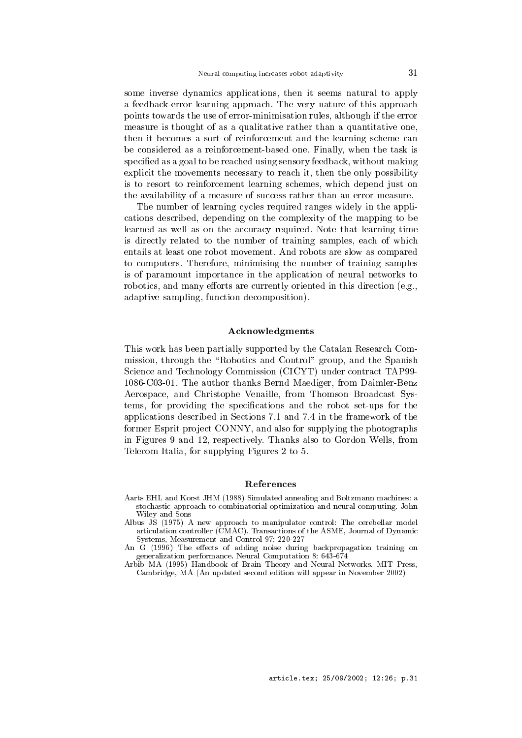some inverse dynamics applications, then it seems natural to apply a feedback-error learning approach. The very nature of this approach points towards the use of error-minimisation rules, although if the error measure is thought of as a qualitative rather than a quantitative one, then it becomes a sort of reinforcement and the learning scheme can be considered as a reinforcement-based one. Finally, when the task is specified as a goal to be reached using sensory feedback, without making explicit the movements necessary to reach it, then the only possibility is to resort to reinforcement learning schemes, which depend just on the availability of a measure of success rather than an error measure.

The number of learning cycles required ranges widely in the applications described, depending on the complexity of the mapping to be learned as well as on the accuracy required. Note that learning time is directly related to the number of training samples, each of which entails at least one robot movement. And robots are slow as compared to computers. Therefore, minimising the number of training samples is of paramount importance in the application of neural networks to robotics, and many efforts are currently oriented in this direction (e.g., adaptive sampling, function decomposition).

## Acknowledgments

This work has been partially supported by the Catalan Research Commission, through the "Robotics and Control" group, and the Spanish Science and Technology Commission (CICYT) under contract TAP99-1086-C03-01. The author thanks Bernd Maediger, from Daimler-Benz Aerospace, and Christophe Venaille, from Thomson Broadcast Systems, for providing the specifications and the robot set-ups for the applications described in Sections 7.1 and 7.4 in the framework of the former Esprit project CONNY, and also for supplying the photographs in Figures 9 and 12, respectively. Thanks also to Gordon Wells, from Telecom Italia, for supplying Figures 2 to 5.

## References

Aarts EHL and Korst JHM (1988) Simulated annealing and Boltzmann machines: a stochastic approach to combinatorial optimization and neural computing. John Wiley and Sons

Albus JS (1975) A new approach to manipulator control: The cerebellar model articulation controller (CMAC). Transactions of the ASME, Journal of Dynamic Systems, Measurement and Control 97: 220-227

An G (1996) The effects of adding noise during backpropagation training on generalization performance. Neural Computation 8: 643-674

Arbib MA (1995) Handbook of Brain Theory and Neural Networks. MIT Press, Cambridge, MA (An updated second edition will appear in November 2002)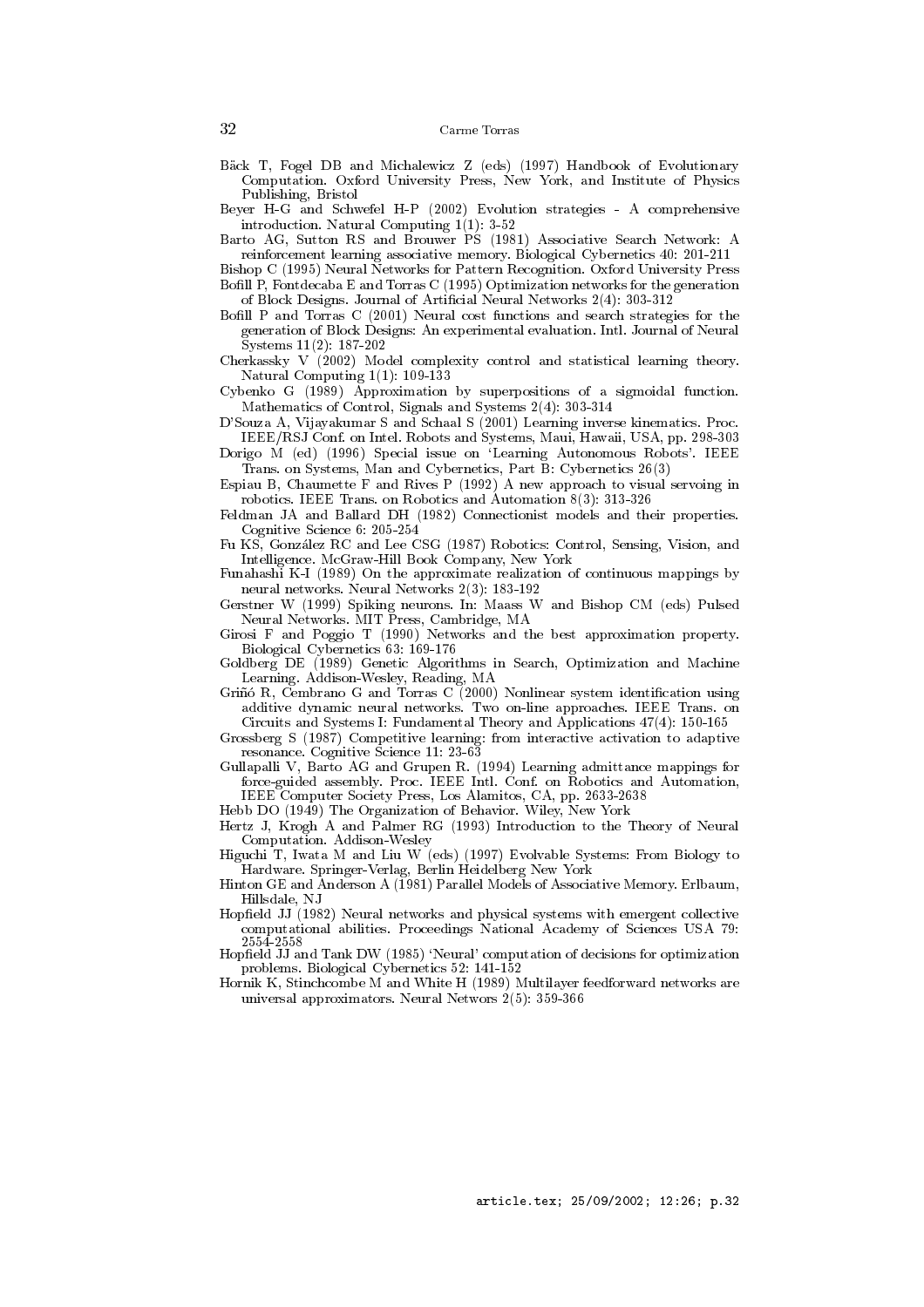Bäck T, Fogel DB and Michalewicz Z (eds) (1997) Handbook of Evolutionary Computation. Oxford University Press, New York, and Institute of Physics Publishing, Bristol

Beyer H-G and Schwefel H-P (2002) Evolution strategies - A comprehensive introduction. Natural Computing 1(1): 3-52

Barto AG, Sutton RS and Brouwer PS (1981) Associative Search Network: A reinforcement learning associative memory. Biological Cybernetics 40: 201-211

Bishop C (1995) Neural Networks for Pattern Recognition. Oxford University Press

Bofill P, Fontdecaba E and Torras C (1995) Optimization networks for the generation of Block Designs. Journal of Artificial Neural Networks 2(4): 303-312

Bofill P and Torras C (2001) Neural cost functions and search strategies for the generation of Block Designs: An experimental evaluation. Intl. Journal of Neural Systems 11(2): 187-202

Cherkassky V (2002) Model complexity control and statistical learning theory. Natural Computing 1(1): 109-133

Cybenko G (1989) Approximation by superpositions of a sigmoidal function. Mathematics of Control, Signals and Systems 2(4): 303-314

D'Souza A, Vijayakumar S and Schaal S (2001) Learning inverse kinematics. Proc. IEEE/RSJ Conf. on Intel. Robots and Systems, Maui, Hawaii, USA, pp. 298-303

Dorigo M (ed) (1996) Special issue on 'Learning Autonomous Robots'. IEEE Trans. on Systems, Man and Cybernetics, Part B: Cybernetics 26(3)

Espiau B, Chaumette F and Rives P (1992) A new approach to visual servoing in robotics. IEEE Trans. on Robotics and Automation 8(3): 313-326

Feldman JA and Ballard DH (1982) Connectionist models and their properties. Cognitive Science 6: 205-254

Fu KS, González RC and Lee CSG (1987) Robotics: Control, Sensing, Vision, and Intelligence. McGraw-Hill Book Company, New York

Funahashi K-I (1989) On the approximate realization of continuous mappings by neural networks. Neural Networks 2(3): 183-192

Gerstner W (1999) Spiking neurons. In: Maass W and Bishop CM (eds) Pulsed Neural Networks. MIT Press, Cambridge, MA

Girosi F and Poggio T (1990) Networks and the best approximation property. Biological Cybernetics 63: 169-176

Goldberg DE (1989) Genetic Algorithms in Search, Optimization and Machine Learning. Addison-Wesley, Reading, MA

Griñó R, Cembrano G and Torras C (2000) Nonlinear system identification using additive dynamic neural networks. Two on-line approaches. IEEE Trans. on Circuits and Systems I: Fundamental Theory and Applications 47(4): 150-165

Grossberg S (1987) Competitive learning: from interactive activation to adaptive resonance. Cognitive Science 11: 23-63

Gullapalli V, Barto AG and Grupen R. (1994) Learning admittance mappings for force-guided assembly. Proc. IEEE Intl. Conf. on Robotics and Automation, IEEE Computer Society Press, Los Alamitos, CA, pp. 2633-2638

Hebb DO (1949) The Organization of Behavior. Wiley, New York

Hertz J, Krogh A and Palmer RG (1993) Introduction to the Theory of Neural Computation. Addison-Wesley

Higuchi T, Iwata M and Liu W (eds) (1997) Evolvable Systems: From Biology to Hardware. Springer-Verlag, Berlin Heidelberg New York

Hinton GE and Anderson A (1981) Parallel Models of Associative Memory. Erlbaum, Hillsdale, NJ

Hopfield JJ (1982) Neural networks and physical systems with emergent collective computational abilities. Proceedings National Academy of Sciences USA 79: 2554-2558

Hopfield JJ and Tank DW (1985) 'Neural' computation of decisions for optimization problems. Biological Cybernetics 52: 141-152

Hornik K, Stinchcombe M and White H (1989) Multilayer feedforward networks are universal approximators. Neural Networs 2(5): 359-366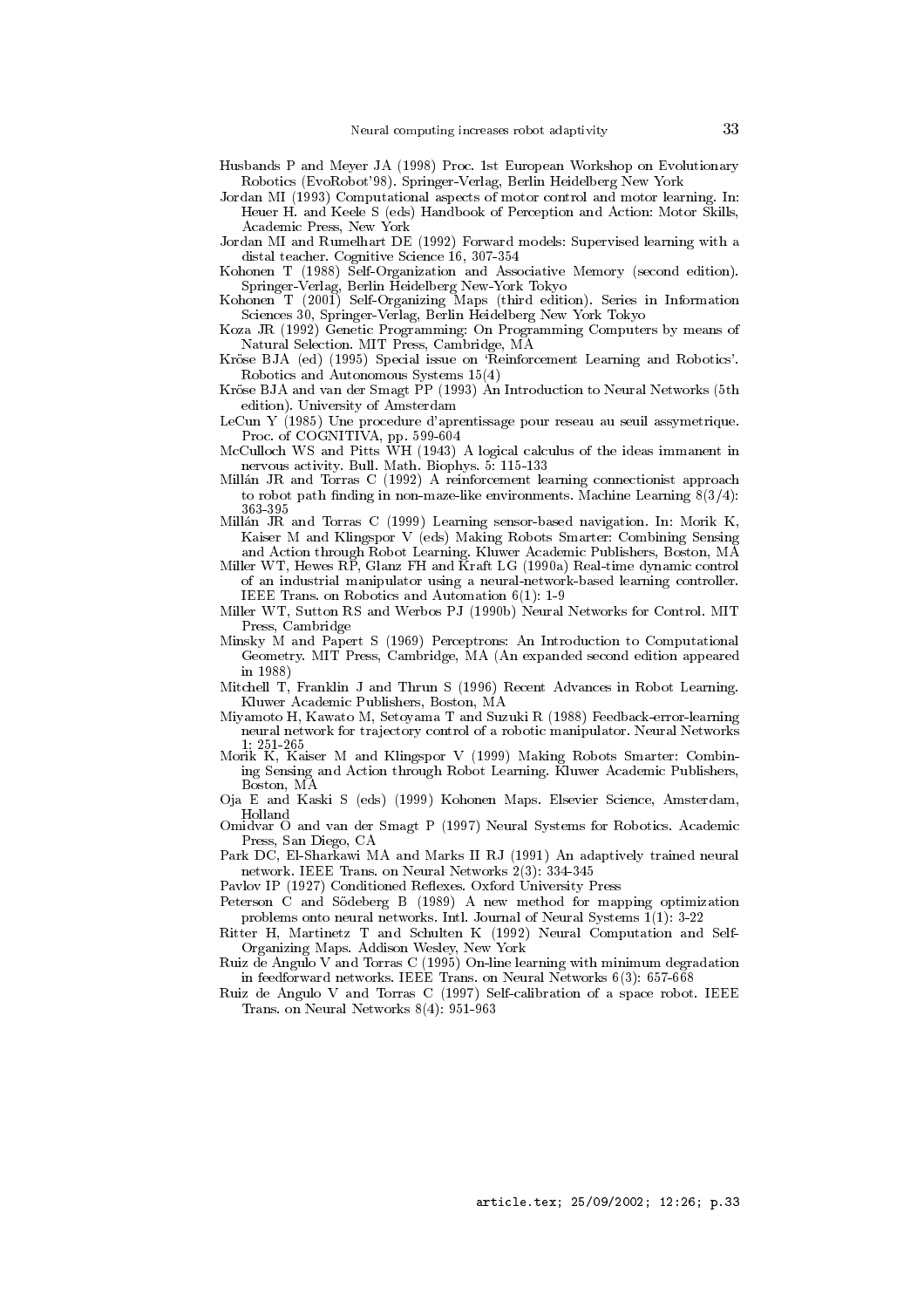Husbands P and Meyer JA (1998) Proc. 1st European Workshop on Evolutionary Robotics (EvoRobot'98). Springer-Verlag, Berlin Heidelberg New York

Jordan MI (1993) Computational aspects of motor control and motor learning. In: Heuer H. and Keele S (eds) Handbook of Perception and Action: Motor Skills, Academic Press, New York

Jordan MI and Rumelhart DE (1992) Forward models: Supervised learning with a distal teacher. Cognitive Science 16, 307-354

Kohonen T (1988) Self-Organization and Associative Memory (second edition). Springer-Verlag, Berlin Heidelberg New-York Tokyo

Kohonen T (2001) Self-Organizing Maps (third edition). Series in Information Sciences 30, Springer-Verlag, Berlin Heidelberg New York Tokyo

Koza JR (1992) Genetic Programming: On Programming Computers by means of Natural Selection. MIT Press, Cambridge, MA

Kröse BJA (ed) (1995) Special issue on 'Reinforcement Learning and Robotics'. Robotics and Autonomous Systems 15(4)

Kröse BJA and van der Smagt PP (1993) An Introduction to Neural Networks (5th edition). University of Amsterdam

LeCun Y (1985) Une procedure d'aprentissage pour reseau au seuil assymetrique. Proc. of COGNITIVA, pp. 599-604

McCulloch WS and Pitts WH (1943) A logical calculus of the ideas immanent in nervous activity. Bull. Math. Biophys. 5: 115-133

Millán JR and Torras C (1992) A reinforcement learning connectionist approach to robot path finding in non-maze-like environments. Machine Learning 8(3/4): 363-395

Millán JR and Torras C (1999) Learning sensor-based navigation. In: Morik K, Kaiser M and Klingspor V (eds) Making Robots Smarter: Combining Sensing and Action through Robot Learning. Kluwer Academic Publishers, Boston, MA

Miller WT, Hewes RP, Glanz FH and Kraft LG (1990a) Real-time dynamic control of an industrial manipulator using a neural-network-based learning controller. IEEE Trans. on Robotics and Automation 6(1): 1-9

Miller WT, Sutton RS and Werbos PJ (1990b) Neural Networks for Control. MIT Press, Cambridge

Minsky M and Papert S (1969) Perceptrons: An Introduction to Computational Geometry. MIT Press, Cambridge, MA (An expanded second edition appeared in 1988)

Mitchell T, Franklin J and Thrun S (1996) Recent Advances in Robot Learning. Kluwer Academic Publishers, Boston, MA

Miyamoto H, Kawato M, Setoyama T and Suzuki R (1988) Feedback-error-learning neural network for trajectory control of a robotic manipulator. Neural Networks 1: 251-265

Morik K, Kaiser M and Klingspor V (1999) Making Robots Smarter: Combining Sensing and Action through Robot Learning. Kluwer Academic Publishers, Boston, MA

Oja E and Kaski S (eds) (1999) Kohonen Maps. Elsevier Science, Amsterdam, Holland

Omidvar O and van der Smagt P (1997) Neural Systems for Robotics. Academic Press, San Diego, CA

Park DC, El-Sharkawi MA and Marks II RJ (1991) An adaptively trained neural network. IEEE Trans. on Neural Networks 2(3): 334-345

Pavlov IP (1927) Conditioned Reflexes. Oxford University Press

Peterson C and Södeberg B (1989) A new method for mapping optimization problems onto neural networks. Intl. Journal of Neural Systems 1(1): 3-22

Ritter H, Martinetz T and Schulten K (1992) Neural Computation and Self-Organizing Maps. Addison Wesley, New York

Ruiz de Angulo V and Torras C (1995) On-line learning with minimum degradation in feedforward networks. IEEE Trans. on Neural Networks 6(3): 657-668

Ruiz de Angulo V and Torras C (1997) Self-calibration of a space robot. IEEE Trans. on Neural Networks 8(4): 951-963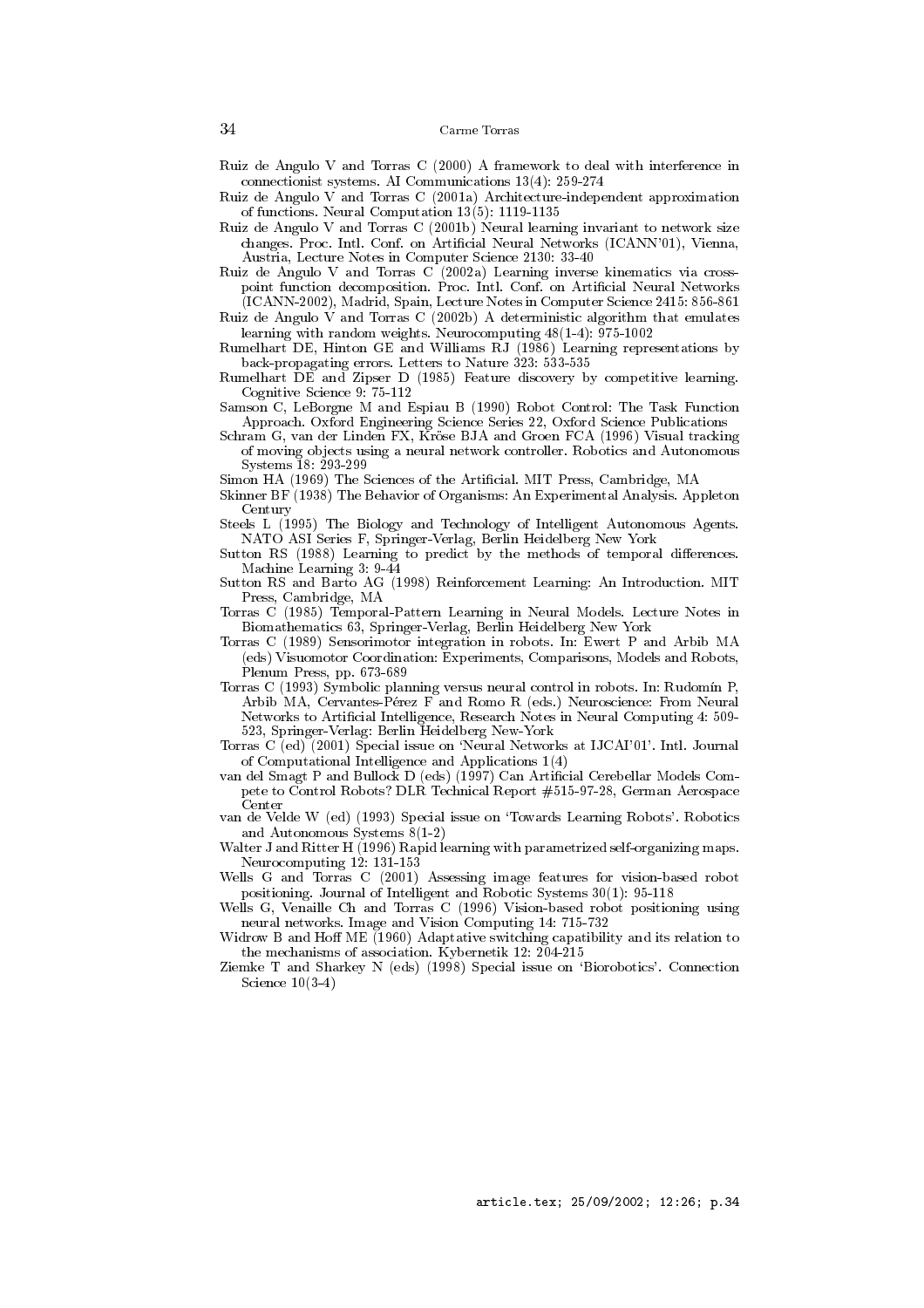Ruiz de Angulo V and Torras C (2000) A framework to deal with interference in connectionist systems. AI Communications 13(4): 259-274

Ruiz de Angulo V and Torras C (2001a) Architecture-independent approximation of functions. Neural Computation 13(5): 1119-1135

Ruiz de Angulo V and Torras C (2001b) Neural learning invariant to network size changes. Proc. Intl. Conf. on Artificial Neural Networks (ICANN'01), Vienna, Austria, Lecture Notes in Computer Science 2130: 33-40

Ruiz de Angulo V and Torras C (2002a) Learning inverse kinematics via cross-point function decomposition. Proc. Intl. Conf. on Artificial Neural Networks (ICANN-2002), Madrid, Spain, Lecture Notes in Computer Science 2415: 856-861

Ruiz de Angulo V and Torras C (2002b) A deterministic algorithm that emulates learning with random weights. Neurocomputing 48(1-4): 975-1002

Rumelhart DE, Hinton GE and Williams RJ (1986) Learning representations by back-propagating errors. Letters to Nature 323: 533-535

Rumelhart DE and Zipser D (1985) Feature discovery by competitive learning. Cognitive Science 9: 75-112

Samson C, LeBorgne M and Espiau B (1990) Robot Control: The Task Function Approach. Oxford Engineering Science Series 22, Oxford Science Publications

Schram G, van der Linden FX, Kröse BJA and Groen FCA (1996) Visual tracking of moving objects using a neural network controller. Robotics and Autonomous Systems 18: 293-299

Simon HA (1969) The Sciences of the Artificial. MIT Press, Cambridge, MA

Skinner BF (1938) The Behavior of Organisms: An Experimental Analysis. Appleton Century

Steels L (1995) The Biology and Technology of Intelligent Autonomous Agents. NATO ASI Series F, Springer-Verlag, Berlin Heidelberg New York

Sutton RS (1988) Learning to predict by the methods of temporal differences. Machine Learning 3: 9-44

Sutton RS and Barto AG (1998) Reinforcement Learning: An Introduction. MIT Press, Cambridge, MA

Torras C (1985) Temporal-Pattern Learning in Neural Models. Lecture Notes in Biomathematics 63, Springer-Verlag, Berlin Heidelberg New York

Torras C (1989) Sensorimotor integration in robots. In: Ewert P and Arbib MA (eds) Visuomotor Coordination: Experiments, Comparisons, Models and Robots, Plenum Press, pp. 673-689

Torras C (1993) Symbolic planning versus neural control in robots. In: Rudomín P, Arbib MA, Cervantes-Pérez F and Romo R (eds.) Neuroscience: From Neural Networks to Artificial Intelligence, Research Notes in Neural Computing 4: 509-523, Springer-Verlag: Berlin Heidelberg New-York

Torras C (ed) (2001) Special issue on 'Neural Networks at IJCAI'01'. Intl. Journal of Computational Intelligence and Applications 1(4)

van del Smagt P and Bullock D (eds) (1997) Can Artificial Cerebellar Models Compete to Control Robots? DLR Technical Report #515-97-28, German Aerospace Center

van de Velde W (ed) (1993) Special issue on 'Towards Learning Robots'. Robotics and Autonomous Systems 8(1-2)

Walter J and Ritter H (1996) Rapid learning with parametrized self-organizing maps. Neurocomputing 12: 131-153

Wells G and Torras C (2001) Assessing image features for vision-based robot positioning. Journal of Intelligent and Robotic Systems 30(1): 95-118

Wells G, Venaille Ch and Torras C (1996) Vision-based robot positioning using neural networks. Image and Vision Computing 14: 715-732

Widrow B and Hoff ME (1960) Adaptative switching capability and its relation to the mechanisms of association. Kybernetik 12: 204-215

Ziemke T and Sharkey N (eds) (1998) Special issue on 'Biorobotics'. Connection Science 10(3-4)